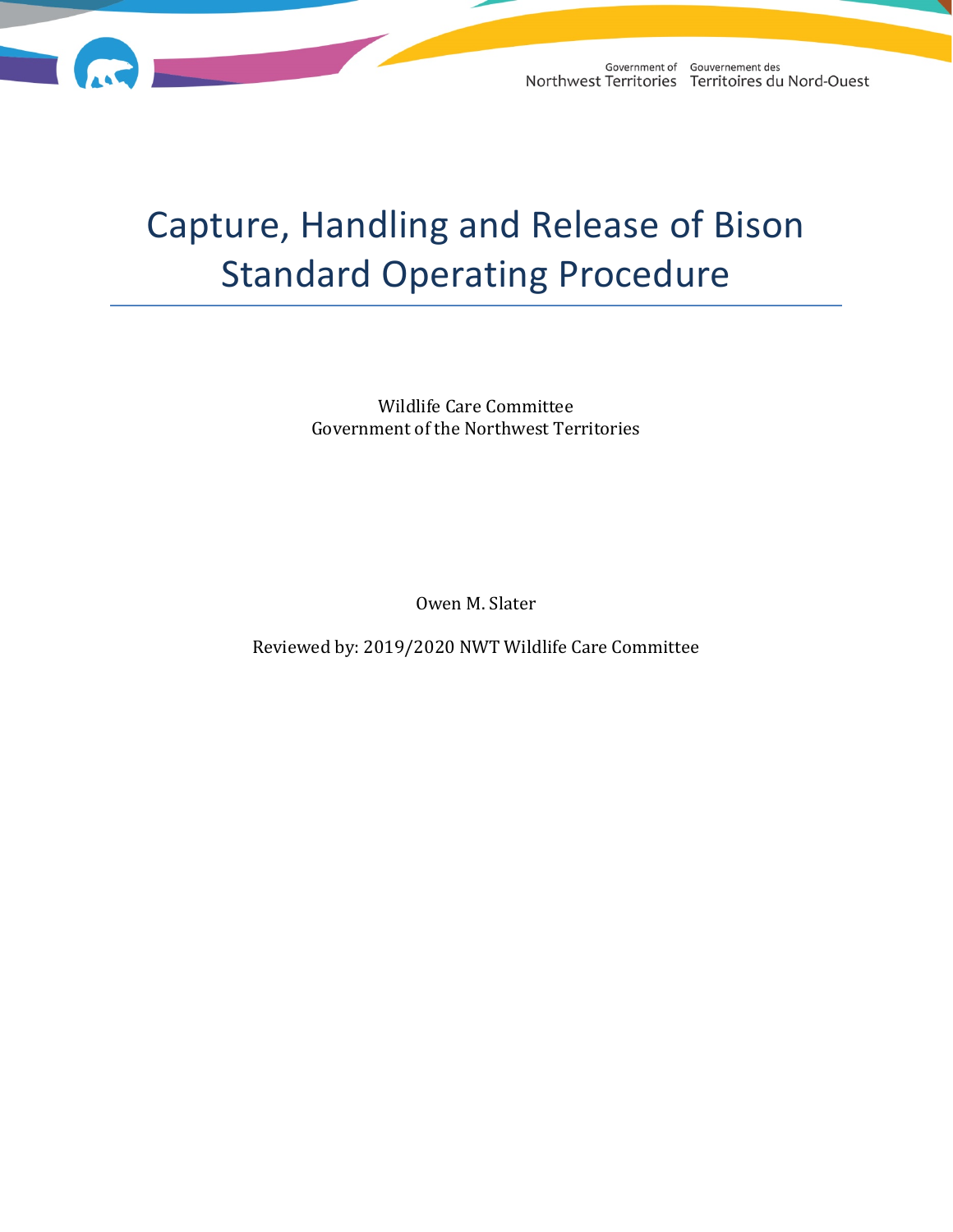Government of Northwest Territories | Gouvernement des Territoires du Nord-Ouest

# Capture, Handling and Release of Bison Standard Operating Procedure

Wildlife Care Committee
Government of the Northwest Territories

Owen M. Slater

Reviewed by: 2019/2020 NWT Wildlife Care Committee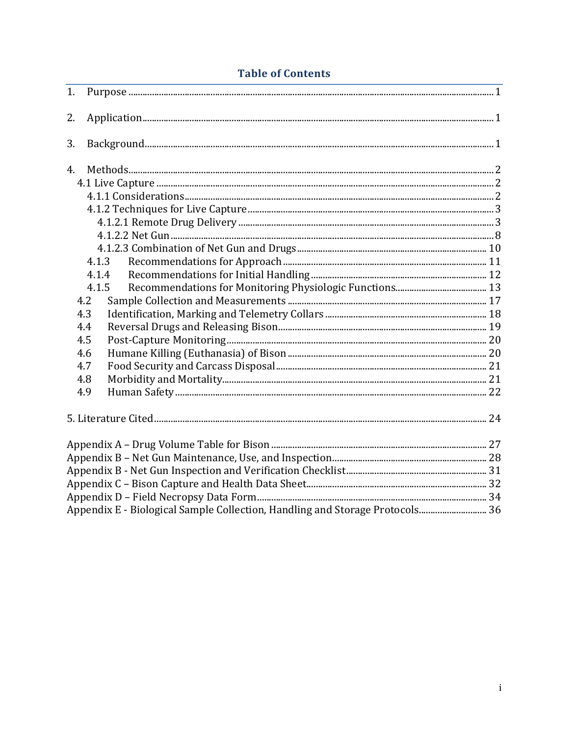## Table of Contents

1. Purpose ........................................................................................................................................... 1

2. Application ...................................................................................................................................... 1

3. Background ..................................................................................................................................... 1

4. Methods ........................................................................................................................................... 2
   - 4.1 Live Capture ............................................................................................................................ 2
     - 4.1.1 Considerations .................................................................................................................. 2
     - 4.1.2 Techniques for Live Capture ............................................................................................. 3
       - 4.1.2.1 Remote Drug Delivery ................................................................................................ 3
       - 4.1.2.2 Net Gun ...................................................................................................................... 8
       - 4.1.2.3 Combination of Net Gun and Drugs .......................................................................... 10
     - 4.1.3 Recommendations for Approach ..................................................................................... 11
     - 4.1.4 Recommendations for Initial Handling ............................................................................ 12
     - 4.1.5 Recommendations for Monitoring Physiologic Functions ................................................ 13
   - 4.2 Sample Collection and Measurements ................................................................................... 17
   - 4.3 Identification, Marking and Telemetry Collars ...................................................................... 18
   - 4.4 Reversal Drugs and Releasing Bison ...................................................................................... 19
   - 4.5 Post-Capture Monitoring ........................................................................................................ 20
   - 4.6 Humane Killing (Euthanasia) of Bison .................................................................................... 20
   - 4.7 Food Security and Carcass Disposal ....................................................................................... 21
   - 4.8 Morbidity and Mortality .......................................................................................................... 21
   - 4.9 Human Safety ......................................................................................................................... 22

5. Literature Cited .............................................................................................................................. 24

Appendix A – Drug Volume Table for Bison ........................................................................................ 27

Appendix B – Net Gun Maintenance, Use, and Inspection .................................................................. 28

Appendix B - Net Gun Inspection and Verification Checklist ............................................................. 31

Appendix C – Bison Capture and Health Data Sheet ........................................................................... 32

Appendix D – Field Necropsy Data Form ............................................................................................. 34

Appendix E - Biological Sample Collection, Handling and Storage Protocols ...................................... 36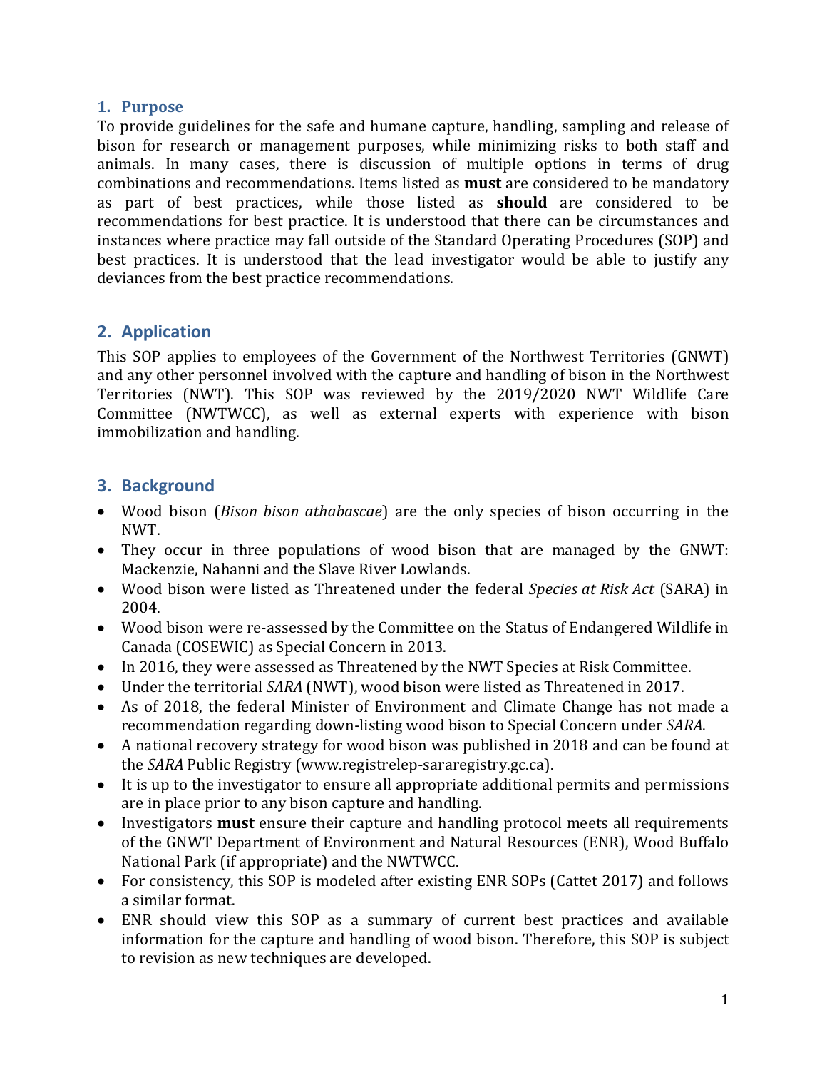## 1. Purpose

To provide guidelines for the safe and humane capture, handling, sampling and release of bison for research or management purposes, while minimizing risks to both staff and animals. In many cases, there is discussion of multiple options in terms of drug combinations and recommendations. Items listed as **must** are considered to be mandatory as part of best practices, while those listed as **should** are considered to be recommendations for best practice. It is understood that there can be circumstances and instances where practice may fall outside of the Standard Operating Procedures (SOP) and best practices. It is understood that the lead investigator would be able to justify any deviances from the best practice recommendations.

## 2. Application

This SOP applies to employees of the Government of the Northwest Territories (GNWT) and any other personnel involved with the capture and handling of bison in the Northwest Territories (NWT). This SOP was reviewed by the 2019/2020 NWT Wildlife Care Committee (NWTWCC), as well as external experts with experience with bison immobilization and handling.

## 3. Background

- Wood bison (*Bison bison athabascae*) are the only species of bison occurring in the NWT.
- They occur in three populations of wood bison that are managed by the GNWT: Mackenzie, Nahanni and the Slave River Lowlands.
- Wood bison were listed as Threatened under the federal *Species at Risk Act* (SARA) in 2004.
- Wood bison were re-assessed by the Committee on the Status of Endangered Wildlife in Canada (COSEWIC) as Special Concern in 2013.
- In 2016, they were assessed as Threatened by the NWT Species at Risk Committee.
- Under the territorial *SARA* (NWT), wood bison were listed as Threatened in 2017.
- As of 2018, the federal Minister of Environment and Climate Change has not made a recommendation regarding down-listing wood bison to Special Concern under *SARA*.
- A national recovery strategy for wood bison was published in 2018 and can be found at the *SARA* Public Registry (www.registrelep-sararegistry.gc.ca).
- It is up to the investigator to ensure all appropriate additional permits and permissions are in place prior to any bison capture and handling.
- Investigators **must** ensure their capture and handling protocol meets all requirements of the GNWT Department of Environment and Natural Resources (ENR), Wood Buffalo National Park (if appropriate) and the NWTWCC.
- For consistency, this SOP is modeled after existing ENR SOPs (Cattet 2017) and follows a similar format.
- ENR should view this SOP as a summary of current best practices and available information for the capture and handling of wood bison. Therefore, this SOP is subject to revision as new techniques are developed.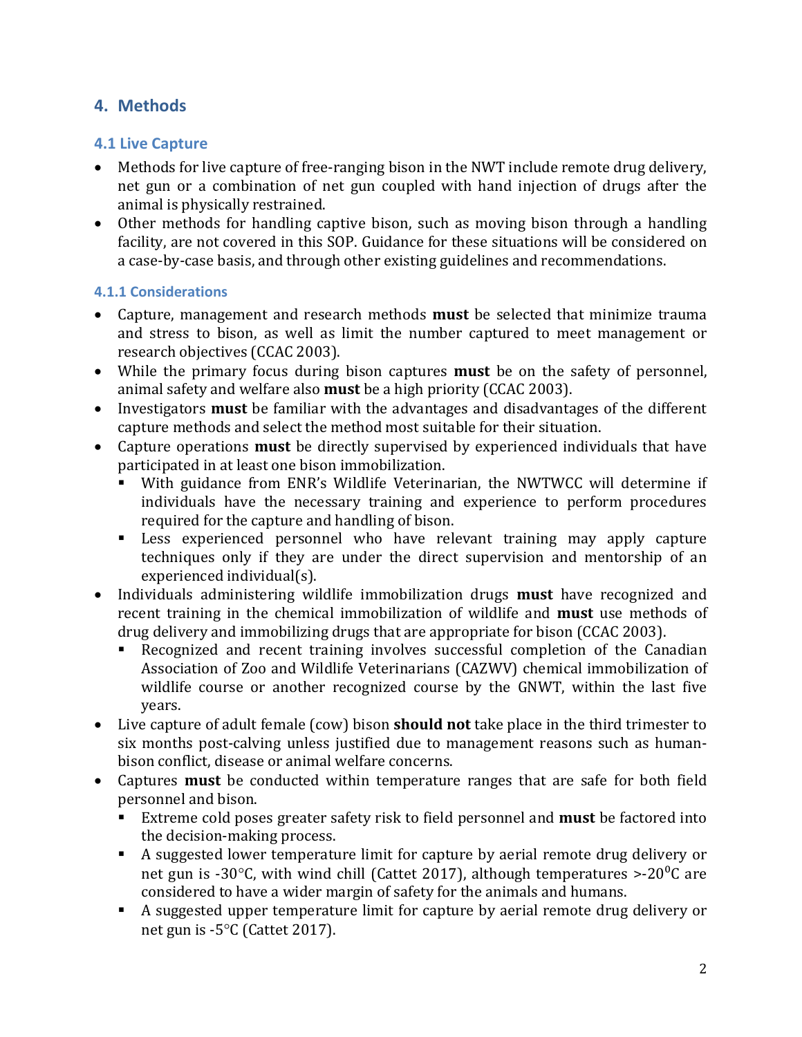## 4. Methods

### 4.1 Live Capture

- Methods for live capture of free-ranging bison in the NWT include remote drug delivery, net gun or a combination of net gun coupled with hand injection of drugs after the animal is physically restrained.
- Other methods for handling captive bison, such as moving bison through a handling facility, are not covered in this SOP. Guidance for these situations will be considered on a case-by-case basis, and through other existing guidelines and recommendations.

#### 4.1.1 Considerations

- Capture, management and research methods **must** be selected that minimize trauma and stress to bison, as well as limit the number captured to meet management or research objectives (CCAC 2003).
- While the primary focus during bison captures **must** be on the safety of personnel, animal safety and welfare also **must** be a high priority (CCAC 2003).
- Investigators **must** be familiar with the advantages and disadvantages of the different capture methods and select the method most suitable for their situation.
- Capture operations **must** be directly supervised by experienced individuals that have participated in at least one bison immobilization.
  - With guidance from ENR's Wildlife Veterinarian, the NWTWCC will determine if individuals have the necessary training and experience to perform procedures required for the capture and handling of bison.
  - Less experienced personnel who have relevant training may apply capture techniques only if they are under the direct supervision and mentorship of an experienced individual(s).
- Individuals administering wildlife immobilization drugs **must** have recognized and recent training in the chemical immobilization of wildlife and **must** use methods of drug delivery and immobilizing drugs that are appropriate for bison (CCAC 2003).
  - Recognized and recent training involves successful completion of the Canadian Association of Zoo and Wildlife Veterinarians (CAZWV) chemical immobilization of wildlife course or another recognized course by the GNWT, within the last five years.
- Live capture of adult female (cow) bison **should not** take place in the third trimester to six months post-calving unless justified due to management reasons such as human-bison conflict, disease or animal welfare concerns.
- Captures **must** be conducted within temperature ranges that are safe for both field personnel and bison.
  - Extreme cold poses greater safety risk to field personnel and **must** be factored into the decision-making process.
  - A suggested lower temperature limit for capture by aerial remote drug delivery or net gun is -30°C, with wind chill (Cattet 2017), although temperatures >-20°C are considered to have a wider margin of safety for the animals and humans.
  - A suggested upper temperature limit for capture by aerial remote drug delivery or net gun is -5°C (Cattet 2017).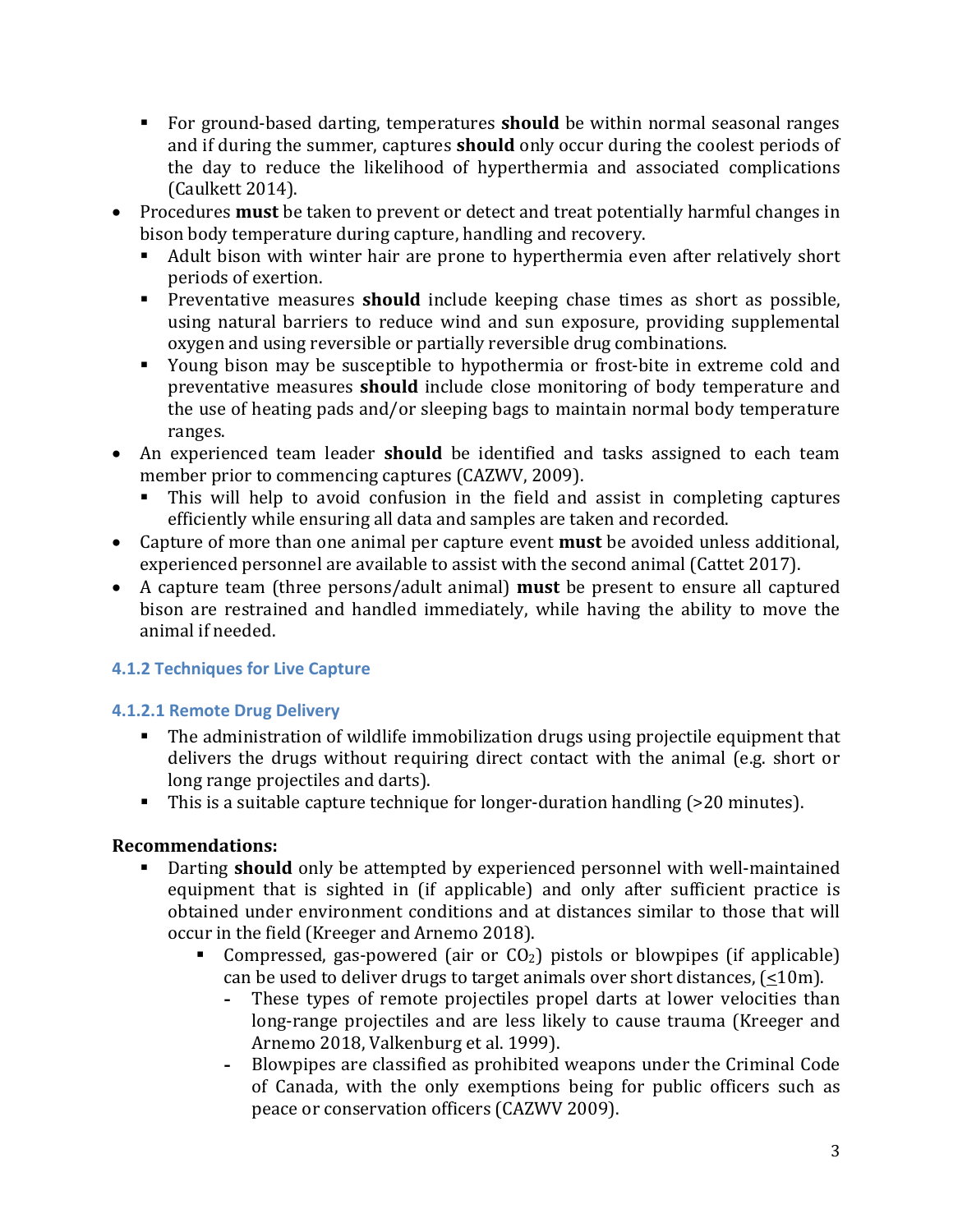- For ground-based darting, temperatures **should** be within normal seasonal ranges and if during the summer, captures **should** only occur during the coolest periods of the day to reduce the likelihood of hyperthermia and associated complications (Caulkett 2014).
- Procedures **must** be taken to prevent or detect and treat potentially harmful changes in bison body temperature during capture, handling and recovery.
  - Adult bison with winter hair are prone to hyperthermia even after relatively short periods of exertion.
  - Preventative measures **should** include keeping chase times as short as possible, using natural barriers to reduce wind and sun exposure, providing supplemental oxygen and using reversible or partially reversible drug combinations.
  - Young bison may be susceptible to hypothermia or frost-bite in extreme cold and preventative measures **should** include close monitoring of body temperature and the use of heating pads and/or sleeping bags to maintain normal body temperature ranges.
- An experienced team leader **should** be identified and tasks assigned to each team member prior to commencing captures (CAZWV, 2009).
  - This will help to avoid confusion in the field and assist in completing captures efficiently while ensuring all data and samples are taken and recorded.
- Capture of more than one animal per capture event **must** be avoided unless additional, experienced personnel are available to assist with the second animal (Cattet 2017).
- A capture team (three persons/adult animal) **must** be present to ensure all captured bison are restrained and handled immediately, while having the ability to move the animal if needed.

### 4.1.2 Techniques for Live Capture

#### 4.1.2.1 Remote Drug Delivery

- The administration of wildlife immobilization drugs using projectile equipment that delivers the drugs without requiring direct contact with the animal (e.g. short or long range projectiles and darts).
- This is a suitable capture technique for longer-duration handling (>20 minutes).

**Recommendations:**

- Darting **should** only be attempted by experienced personnel with well-maintained equipment that is sighted in (if applicable) and only after sufficient practice is obtained under environment conditions and at distances similar to those that will occur in the field (Kreeger and Arnemo 2018).
  - Compressed, gas-powered (air or $CO_2$) pistols or blowpipes (if applicable) can be used to deliver drugs to target animals over short distances, ($\leq$10m).
    - These types of remote projectiles propel darts at lower velocities than long-range projectiles and are less likely to cause trauma (Kreeger and Arnemo 2018, Valkenburg et al. 1999).
    - Blowpipes are classified as prohibited weapons under the Criminal Code of Canada, with the only exemptions being for public officers such as peace or conservation officers (CAZWV 2009).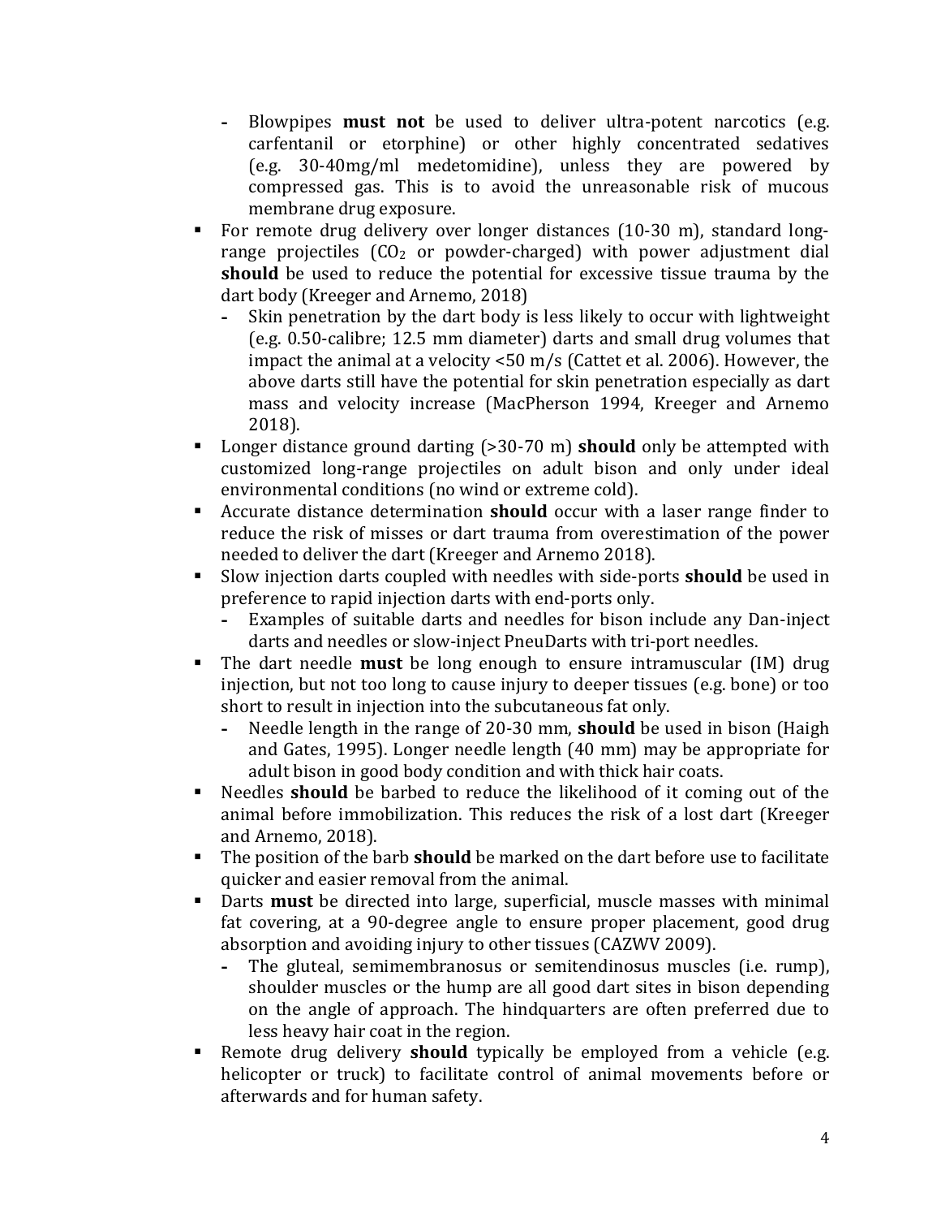- Blowpipes **must not** be used to deliver ultra-potent narcotics (e.g. carfentanil or etorphine) or other highly concentrated sedatives (e.g. 30-40mg/ml medetomidine), unless they are powered by compressed gas. This is to avoid the unreasonable risk of mucous membrane drug exposure.
- For remote drug delivery over longer distances (10-30 m), standard long-range projectiles ($CO_2$ or powder-charged) with power adjustment dial **should** be used to reduce the potential for excessive tissue trauma by the dart body (Kreeger and Arnemo, 2018)
  - Skin penetration by the dart body is less likely to occur with lightweight (e.g. 0.50-calibre; 12.5 mm diameter) darts and small drug volumes that impact the animal at a velocity <50 m/s (Cattet et al. 2006). However, the above darts still have the potential for skin penetration especially as dart mass and velocity increase (MacPherson 1994, Kreeger and Arnemo 2018).
- Longer distance ground darting (>30-70 m) **should** only be attempted with customized long-range projectiles on adult bison and only under ideal environmental conditions (no wind or extreme cold).
- Accurate distance determination **should** occur with a laser range finder to reduce the risk of misses or dart trauma from overestimation of the power needed to deliver the dart (Kreeger and Arnemo 2018).
- Slow injection darts coupled with needles with side-ports **should** be used in preference to rapid injection darts with end-ports only.
  - Examples of suitable darts and needles for bison include any Dan-inject darts and needles or slow-inject PneuDarts with tri-port needles.
- The dart needle **must** be long enough to ensure intramuscular (IM) drug injection, but not too long to cause injury to deeper tissues (e.g. bone) or too short to result in injection into the subcutaneous fat only.
  - Needle length in the range of 20-30 mm, **should** be used in bison (Haigh and Gates, 1995). Longer needle length (40 mm) may be appropriate for adult bison in good body condition and with thick hair coats.
- Needles **should** be barbed to reduce the likelihood of it coming out of the animal before immobilization. This reduces the risk of a lost dart (Kreeger and Arnemo, 2018).
- The position of the barb **should** be marked on the dart before use to facilitate quicker and easier removal from the animal.
- Darts **must** be directed into large, superficial, muscle masses with minimal fat covering, at a 90-degree angle to ensure proper placement, good drug absorption and avoiding injury to other tissues (CAZWV 2009).
  - The gluteal, semimembranosus or semitendinosus muscles (i.e. rump), shoulder muscles or the hump are all good dart sites in bison depending on the angle of approach. The hindquarters are often preferred due to less heavy hair coat in the region.
- Remote drug delivery **should** typically be employed from a vehicle (e.g. helicopter or truck) to facilitate control of animal movements before or afterwards and for human safety.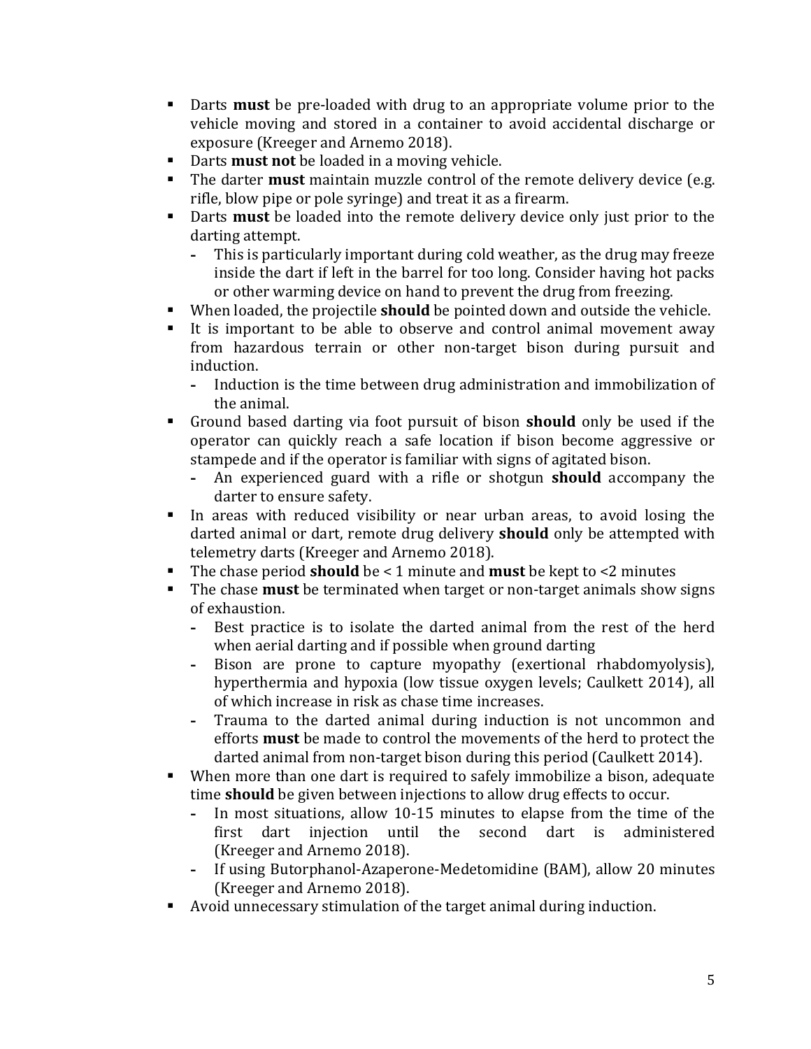- Darts **must** be pre-loaded with drug to an appropriate volume prior to the vehicle moving and stored in a container to avoid accidental discharge or exposure (Kreeger and Arnemo 2018).
- Darts **must not** be loaded in a moving vehicle.
- The darter **must** maintain muzzle control of the remote delivery device (e.g. rifle, blow pipe or pole syringe) and treat it as a firearm.
- Darts **must** be loaded into the remote delivery device only just prior to the darting attempt.
  - This is particularly important during cold weather, as the drug may freeze inside the dart if left in the barrel for too long. Consider having hot packs or other warming device on hand to prevent the drug from freezing.
- When loaded, the projectile **should** be pointed down and outside the vehicle.
- It is important to be able to observe and control animal movement away from hazardous terrain or other non-target bison during pursuit and induction.
  - Induction is the time between drug administration and immobilization of the animal.
- Ground based darting via foot pursuit of bison **should** only be used if the operator can quickly reach a safe location if bison become aggressive or stampede and if the operator is familiar with signs of agitated bison.
  - An experienced guard with a rifle or shotgun **should** accompany the darter to ensure safety.
- In areas with reduced visibility or near urban areas, to avoid losing the darted animal or dart, remote drug delivery **should** only be attempted with telemetry darts (Kreeger and Arnemo 2018).
- The chase period **should** be < 1 minute and **must** be kept to <2 minutes
- The chase **must** be terminated when target or non-target animals show signs of exhaustion.
  - Best practice is to isolate the darted animal from the rest of the herd when aerial darting and if possible when ground darting
  - Bison are prone to capture myopathy (exertional rhabdomyolysis), hyperthermia and hypoxia (low tissue oxygen levels; Caulkett 2014), all of which increase in risk as chase time increases.
  - Trauma to the darted animal during induction is not uncommon and efforts **must** be made to control the movements of the herd to protect the darted animal from non-target bison during this period (Caulkett 2014).
- When more than one dart is required to safely immobilize a bison, adequate time **should** be given between injections to allow drug effects to occur.
  - In most situations, allow 10-15 minutes to elapse from the time of the first dart injection until the second dart is administered (Kreeger and Arnemo 2018).
  - If using Butorphanol-Azaperone-Medetomidine (BAM), allow 20 minutes (Kreeger and Arnemo 2018).
- Avoid unnecessary stimulation of the target animal during induction.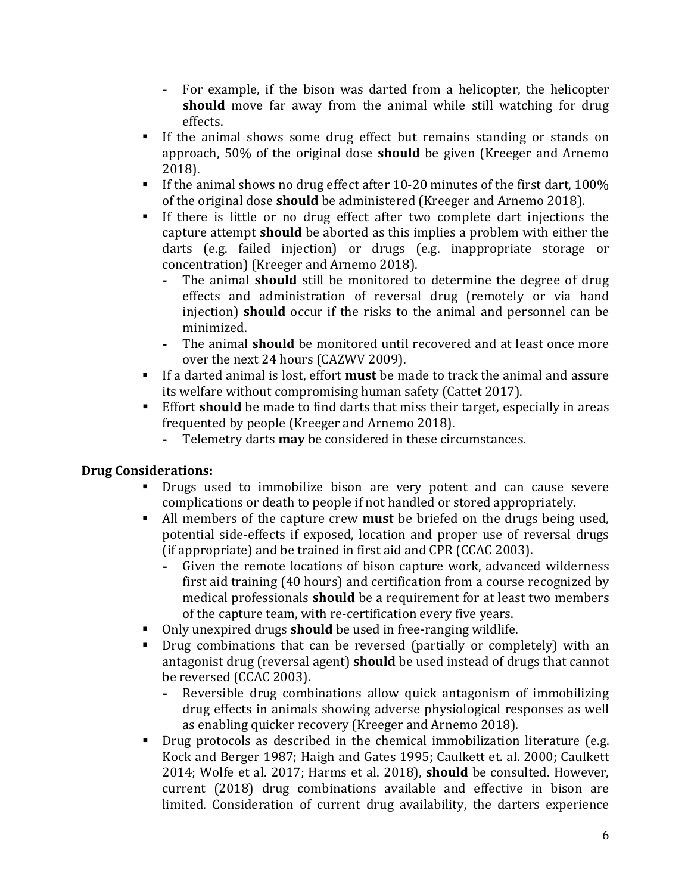- For example, if the bison was darted from a helicopter, the helicopter **should** move far away from the animal while still watching for drug effects.
- If the animal shows some drug effect but remains standing or stands on approach, 50% of the original dose **should** be given (Kreeger and Arnemo 2018).
- If the animal shows no drug effect after 10-20 minutes of the first dart, 100% of the original dose **should** be administered (Kreeger and Arnemo 2018).
- If there is little or no drug effect after two complete dart injections the capture attempt **should** be aborted as this implies a problem with either the darts (e.g. failed injection) or drugs (e.g. inappropriate storage or concentration) (Kreeger and Arnemo 2018).
  - The animal **should** still be monitored to determine the degree of drug effects and administration of reversal drug (remotely or via hand injection) **should** occur if the risks to the animal and personnel can be minimized.
  - The animal **should** be monitored until recovered and at least once more over the next 24 hours (CAZWV 2009).
- If a darted animal is lost, effort **must** be made to track the animal and assure its welfare without compromising human safety (Cattet 2017).
- Effort **should** be made to find darts that miss their target, especially in areas frequented by people (Kreeger and Arnemo 2018).
  - Telemetry darts **may** be considered in these circumstances.

**Drug Considerations:**

- Drugs used to immobilize bison are very potent and can cause severe complications or death to people if not handled or stored appropriately.
- All members of the capture crew **must** be briefed on the drugs being used, potential side-effects if exposed, location and proper use of reversal drugs (if appropriate) and be trained in first aid and CPR (CCAC 2003).
  - Given the remote locations of bison capture work, advanced wilderness first aid training (40 hours) and certification from a course recognized by medical professionals **should** be a requirement for at least two members of the capture team, with re-certification every five years.
- Only unexpired drugs **should** be used in free-ranging wildlife.
- Drug combinations that can be reversed (partially or completely) with an antagonist drug (reversal agent) **should** be used instead of drugs that cannot be reversed (CCAC 2003).
  - Reversible drug combinations allow quick antagonism of immobilizing drug effects in animals showing adverse physiological responses as well as enabling quicker recovery (Kreeger and Arnemo 2018).
- Drug protocols as described in the chemical immobilization literature (e.g. Kock and Berger 1987; Haigh and Gates 1995; Caulkett et. al. 2000; Caulkett 2014; Wolfe et al. 2017; Harms et al. 2018), **should** be consulted. However, current (2018) drug combinations available and effective in bison are limited. Consideration of current drug availability, the darters experience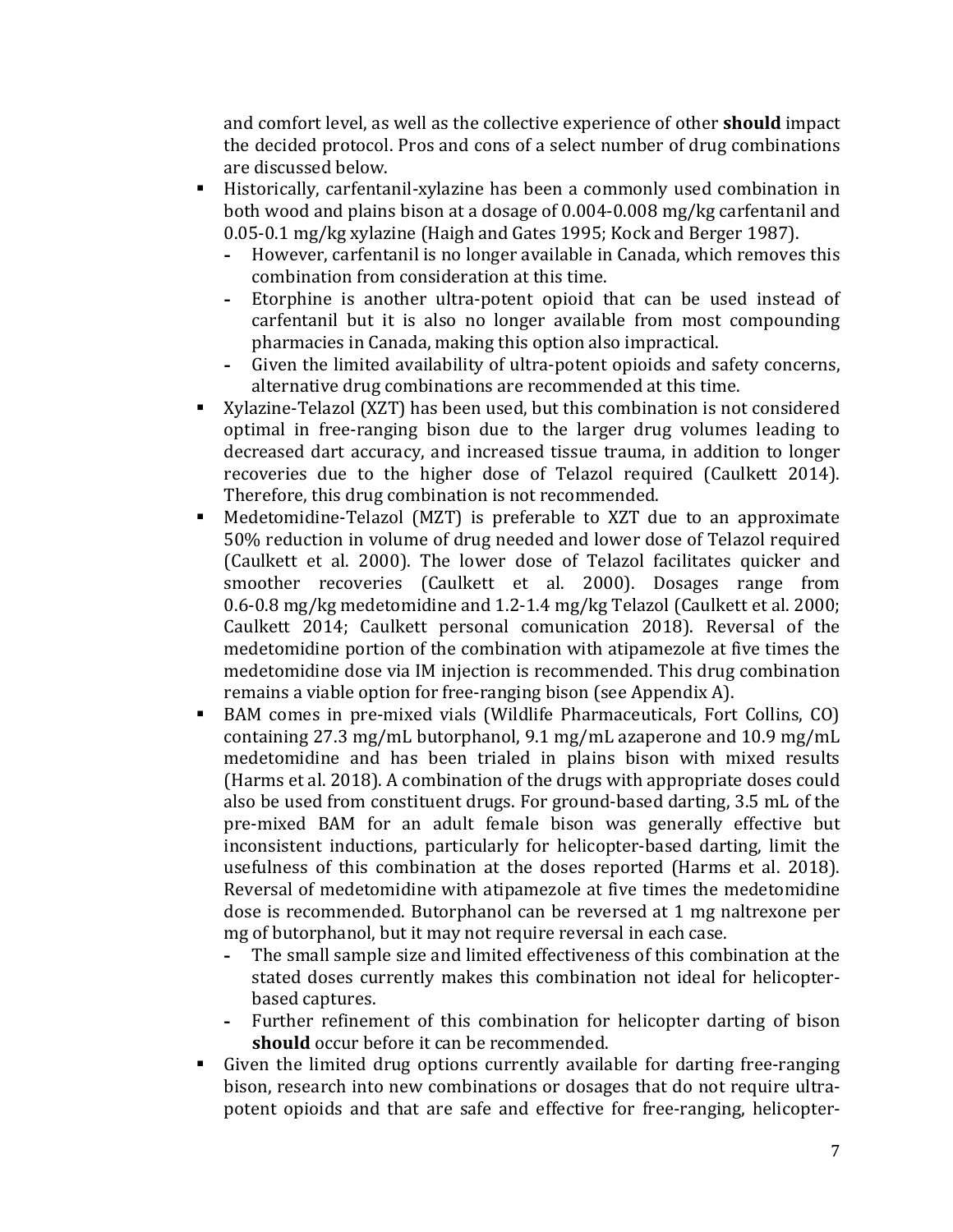and comfort level, as well as the collective experience of other **should** impact the decided protocol. Pros and cons of a select number of drug combinations are discussed below.

- Historically, carfentanil-xylazine has been a commonly used combination in both wood and plains bison at a dosage of 0.004-0.008 mg/kg carfentanil and 0.05-0.1 mg/kg xylazine (Haigh and Gates 1995; Kock and Berger 1987).
    - However, carfentanil is no longer available in Canada, which removes this combination from consideration at this time.
    - Etorphine is another ultra-potent opioid that can be used instead of carfentanil but it is also no longer available from most compounding pharmacies in Canada, making this option also impractical.
    - Given the limited availability of ultra-potent opioids and safety concerns, alternative drug combinations are recommended at this time.
- Xylazine-Telazol (XZT) has been used, but this combination is not considered optimal in free-ranging bison due to the larger drug volumes leading to decreased dart accuracy, and increased tissue trauma, in addition to longer recoveries due to the higher dose of Telazol required (Caulkett 2014). Therefore, this drug combination is not recommended.
- Medetomidine-Telazol (MZT) is preferable to XZT due to an approximate 50% reduction in volume of drug needed and lower dose of Telazol required (Caulkett et al. 2000). The lower dose of Telazol facilitates quicker and smoother recoveries (Caulkett et al. 2000). Dosages range from 0.6-0.8 mg/kg medetomidine and 1.2-1.4 mg/kg Telazol (Caulkett et al. 2000; Caulkett 2014; Caulkett personal comunication 2018). Reversal of the medetomidine portion of the combination with atipamezole at five times the medetomidine dose via IM injection is recommended. This drug combination remains a viable option for free-ranging bison (see Appendix A).
- BAM comes in pre-mixed vials (Wildlife Pharmaceuticals, Fort Collins, CO) containing 27.3 mg/mL butorphanol, 9.1 mg/mL azaperone and 10.9 mg/mL medetomidine and has been trialed in plains bison with mixed results (Harms et al. 2018). A combination of the drugs with appropriate doses could also be used from constituent drugs. For ground-based darting, 3.5 mL of the pre-mixed BAM for an adult female bison was generally effective but inconsistent inductions, particularly for helicopter-based darting, limit the usefulness of this combination at the doses reported (Harms et al. 2018). Reversal of medetomidine with atipamezole at five times the medetomidine dose is recommended. Butorphanol can be reversed at 1 mg naltrexone per mg of butorphanol, but it may not require reversal in each case.
    - The small sample size and limited effectiveness of this combination at the stated doses currently makes this combination not ideal for helicopter-based captures.
    - Further refinement of this combination for helicopter darting of bison **should** occur before it can be recommended.
- Given the limited drug options currently available for darting free-ranging bison, research into new combinations or dosages that do not require ultra-potent opioids and that are safe and effective for free-ranging, helicopter-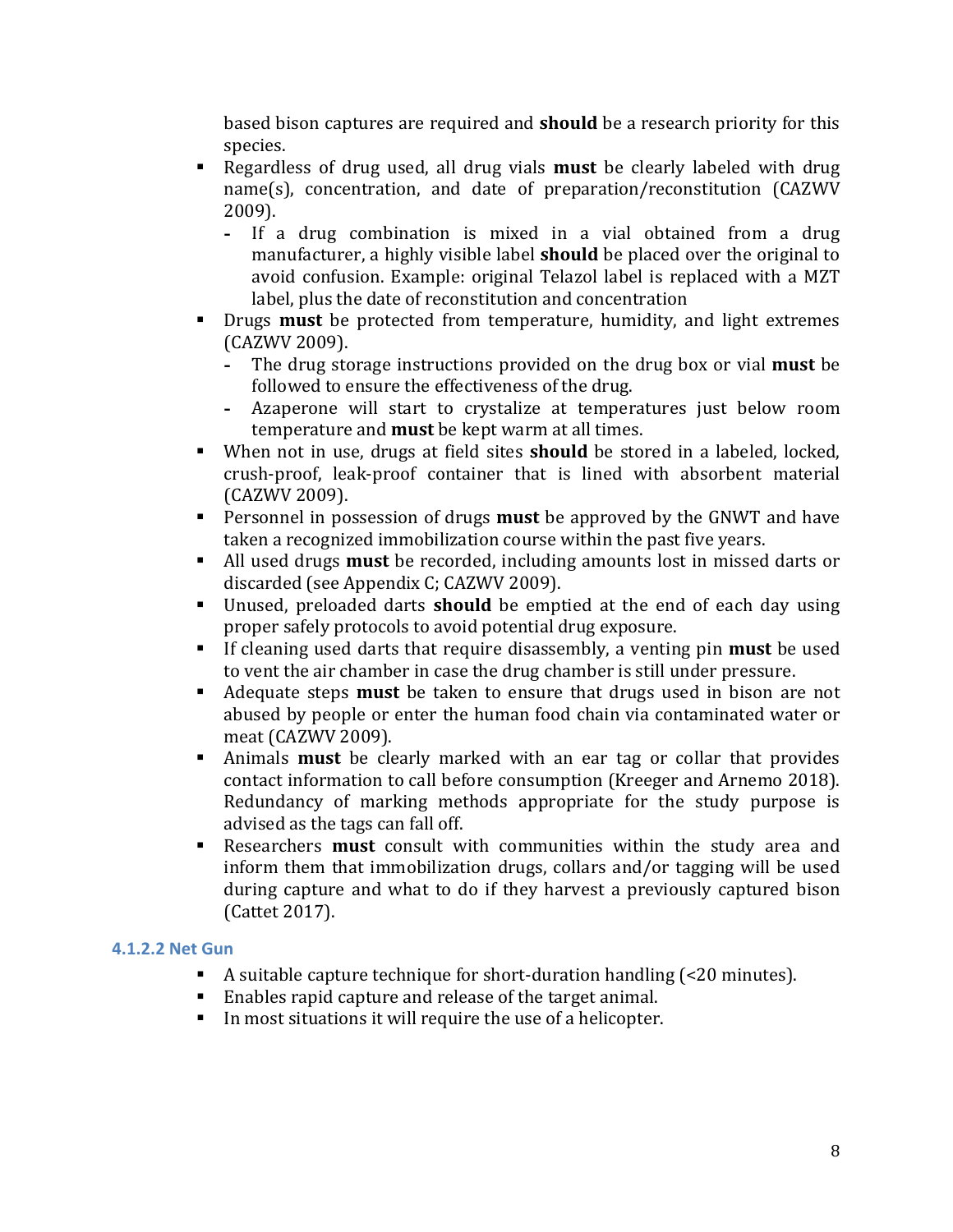based bison captures are required and **should** be a research priority for this species.

- Regardless of drug used, all drug vials **must** be clearly labeled with drug name(s), concentration, and date of preparation/reconstitution (CAZWV 2009).
  - If a drug combination is mixed in a vial obtained from a drug manufacturer, a highly visible label **should** be placed over the original to avoid confusion. Example: original Telazol label is replaced with a MZT label, plus the date of reconstitution and concentration
- Drugs **must** be protected from temperature, humidity, and light extremes (CAZWV 2009).
  - The drug storage instructions provided on the drug box or vial **must** be followed to ensure the effectiveness of the drug.
  - Azaperone will start to crystalize at temperatures just below room temperature and **must** be kept warm at all times.
- When not in use, drugs at field sites **should** be stored in a labeled, locked, crush-proof, leak-proof container that is lined with absorbent material (CAZWV 2009).
- Personnel in possession of drugs **must** be approved by the GNWT and have taken a recognized immobilization course within the past five years.
- All used drugs **must** be recorded, including amounts lost in missed darts or discarded (see Appendix C; CAZWV 2009).
- Unused, preloaded darts **should** be emptied at the end of each day using proper safely protocols to avoid potential drug exposure.
- If cleaning used darts that require disassembly, a venting pin **must** be used to vent the air chamber in case the drug chamber is still under pressure.
- Adequate steps **must** be taken to ensure that drugs used in bison are not abused by people or enter the human food chain via contaminated water or meat (CAZWV 2009).
- Animals **must** be clearly marked with an ear tag or collar that provides contact information to call before consumption (Kreeger and Arnemo 2018). Redundancy of marking methods appropriate for the study purpose is advised as the tags can fall off.
- Researchers **must** consult with communities within the study area and inform them that immobilization drugs, collars and/or tagging will be used during capture and what to do if they harvest a previously captured bison (Cattet 2017).

#### 4.1.2.2 Net Gun

- A suitable capture technique for short-duration handling (<20 minutes).
- Enables rapid capture and release of the target animal.
- In most situations it will require the use of a helicopter.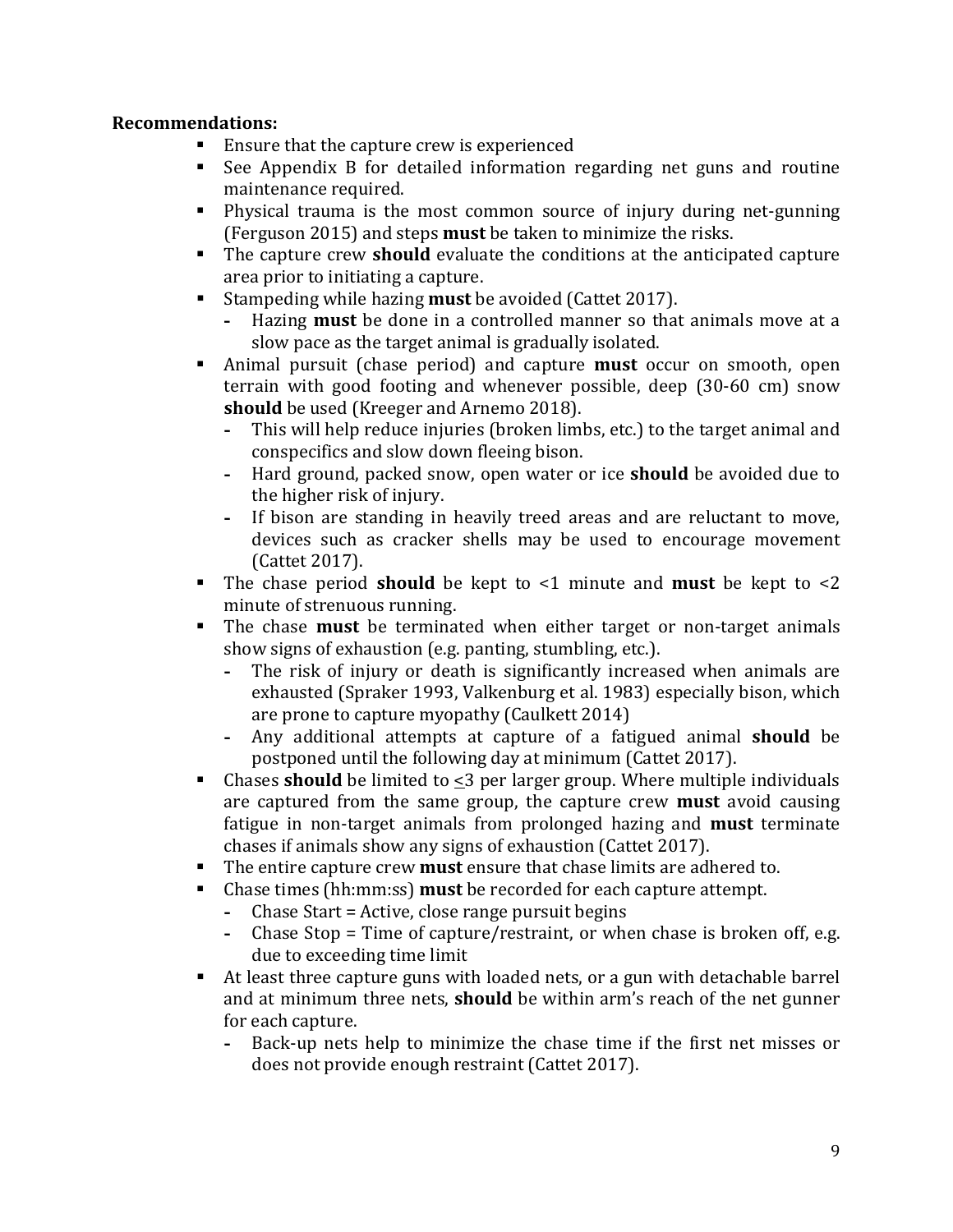**Recommendations:**

- Ensure that the capture crew is experienced
- See Appendix B for detailed information regarding net guns and routine maintenance required.
- Physical trauma is the most common source of injury during net-gunning (Ferguson 2015) and steps **must** be taken to minimize the risks.
- The capture crew **should** evaluate the conditions at the anticipated capture area prior to initiating a capture.
- Stampeding while hazing **must** be avoided (Cattet 2017).
  - Hazing **must** be done in a controlled manner so that animals move at a slow pace as the target animal is gradually isolated.
- Animal pursuit (chase period) and capture **must** occur on smooth, open terrain with good footing and whenever possible, deep (30-60 cm) snow **should** be used (Kreeger and Arnemo 2018).
  - This will help reduce injuries (broken limbs, etc.) to the target animal and conspecifics and slow down fleeing bison.
  - Hard ground, packed snow, open water or ice **should** be avoided due to the higher risk of injury.
  - If bison are standing in heavily treed areas and are reluctant to move, devices such as cracker shells may be used to encourage movement (Cattet 2017).
- The chase period **should** be kept to <1 minute and **must** be kept to <2 minute of strenuous running.
- The chase **must** be terminated when either target or non-target animals show signs of exhaustion (e.g. panting, stumbling, etc.).
  - The risk of injury or death is significantly increased when animals are exhausted (Spraker 1993, Valkenburg et al. 1983) especially bison, which are prone to capture myopathy (Caulkett 2014)
  - Any additional attempts at capture of a fatigued animal **should** be postponed until the following day at minimum (Cattet 2017).
- Chases **should** be limited to ≤3 per larger group. Where multiple individuals are captured from the same group, the capture crew **must** avoid causing fatigue in non-target animals from prolonged hazing and **must** terminate chases if animals show any signs of exhaustion (Cattet 2017).
- The entire capture crew **must** ensure that chase limits are adhered to.
- Chase times (hh:mm:ss) **must** be recorded for each capture attempt.
  - Chase Start = Active, close range pursuit begins
  - Chase Stop = Time of capture/restraint, or when chase is broken off, e.g. due to exceeding time limit
- At least three capture guns with loaded nets, or a gun with detachable barrel and at minimum three nets, **should** be within arm's reach of the net gunner for each capture.
  - Back-up nets help to minimize the chase time if the first net misses or does not provide enough restraint (Cattet 2017).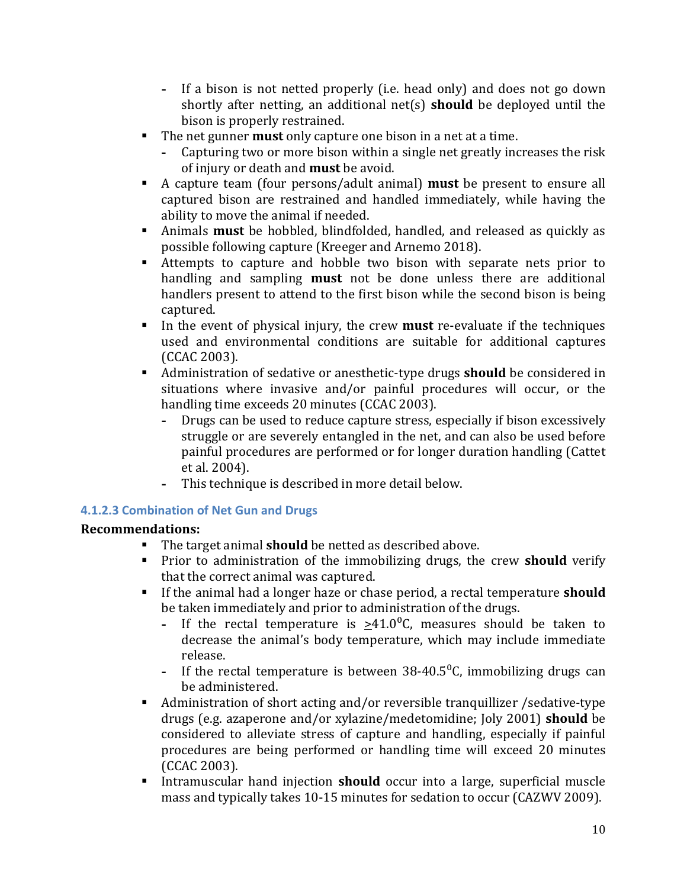- If a bison is not netted properly (i.e. head only) and does not go down shortly after netting, an additional net(s) **should** be deployed until the bison is properly restrained.
- The net gunner **must** only capture one bison in a net at a time.
  - Capturing two or more bison within a single net greatly increases the risk of injury or death and **must** be avoid.
- A capture team (four persons/adult animal) **must** be present to ensure all captured bison are restrained and handled immediately, while having the ability to move the animal if needed.
- Animals **must** be hobbled, blindfolded, handled, and released as quickly as possible following capture (Kreeger and Arnemo 2018).
- Attempts to capture and hobble two bison with separate nets prior to handling and sampling **must** not be done unless there are additional handlers present to attend to the first bison while the second bison is being captured.
- In the event of physical injury, the crew **must** re-evaluate if the techniques used and environmental conditions are suitable for additional captures (CCAC 2003).
- Administration of sedative or anesthetic-type drugs **should** be considered in situations where invasive and/or painful procedures will occur, or the handling time exceeds 20 minutes (CCAC 2003).
  - Drugs can be used to reduce capture stress, especially if bison excessively struggle or are severely entangled in the net, and can also be used before painful procedures are performed or for longer duration handling (Cattet et al. 2004).
  - This technique is described in more detail below.

#### 4.1.2.3 Combination of Net Gun and Drugs

**Recommendations:**

- The target animal **should** be netted as described above.
- Prior to administration of the immobilizing drugs, the crew **should** verify that the correct animal was captured.
- If the animal had a longer haze or chase period, a rectal temperature **should** be taken immediately and prior to administration of the drugs.
  - If the rectal temperature is $\geq 41.0^0$C, measures should be taken to decrease the animal's body temperature, which may include immediate release.
  - If the rectal temperature is between 38-40.5$^0$C, immobilizing drugs can be administered.
- Administration of short acting and/or reversible tranquillizer /sedative-type drugs (e.g. azaperone and/or xylazine/medetomidine; Joly 2001) **should** be considered to alleviate stress of capture and handling, especially if painful procedures are being performed or handling time will exceed 20 minutes (CCAC 2003).
- Intramuscular hand injection **should** occur into a large, superficial muscle mass and typically takes 10-15 minutes for sedation to occur (CAZWV 2009).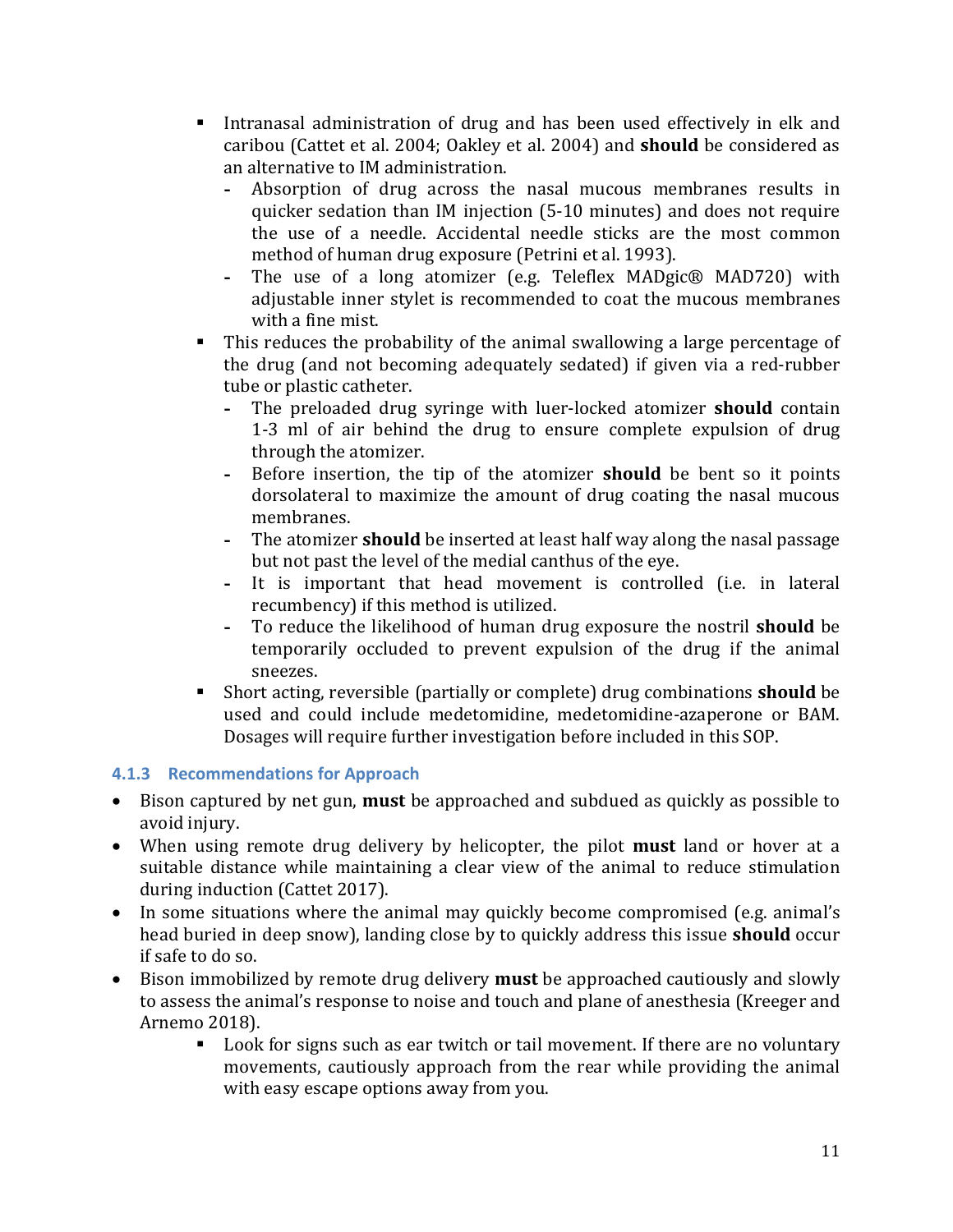- Intranasal administration of drug and has been used effectively in elk and caribou (Cattet et al. 2004; Oakley et al. 2004) and **should** be considered as an alternative to IM administration.
  - Absorption of drug across the nasal mucous membranes results in quicker sedation than IM injection (5-10 minutes) and does not require the use of a needle. Accidental needle sticks are the most common method of human drug exposure (Petrini et al. 1993).
  - The use of a long atomizer (e.g. Teleflex MADgic® MAD720) with adjustable inner stylet is recommended to coat the mucous membranes with a fine mist.
- This reduces the probability of the animal swallowing a large percentage of the drug (and not becoming adequately sedated) if given via a red-rubber tube or plastic catheter.
  - The preloaded drug syringe with luer-locked atomizer **should** contain 1-3 ml of air behind the drug to ensure complete expulsion of drug through the atomizer.
  - Before insertion, the tip of the atomizer **should** be bent so it points dorsolateral to maximize the amount of drug coating the nasal mucous membranes.
  - The atomizer **should** be inserted at least half way along the nasal passage but not past the level of the medial canthus of the eye.
  - It is important that head movement is controlled (i.e. in lateral recumbency) if this method is utilized.
  - To reduce the likelihood of human drug exposure the nostril **should** be temporarily occluded to prevent expulsion of the drug if the animal sneezes.
- Short acting, reversible (partially or complete) drug combinations **should** be used and could include medetomidine, medetomidine-azaperone or BAM. Dosages will require further investigation before included in this SOP.

### 4.1.3 Recommendations for Approach

- Bison captured by net gun, **must** be approached and subdued as quickly as possible to avoid injury.
- When using remote drug delivery by helicopter, the pilot **must** land or hover at a suitable distance while maintaining a clear view of the animal to reduce stimulation during induction (Cattet 2017).
- In some situations where the animal may quickly become compromised (e.g. animal's head buried in deep snow), landing close by to quickly address this issue **should** occur if safe to do so.
- Bison immobilized by remote drug delivery **must** be approached cautiously and slowly to assess the animal's response to noise and touch and plane of anesthesia (Kreeger and Arnemo 2018).
  - Look for signs such as ear twitch or tail movement. If there are no voluntary movements, cautiously approach from the rear while providing the animal with easy escape options away from you.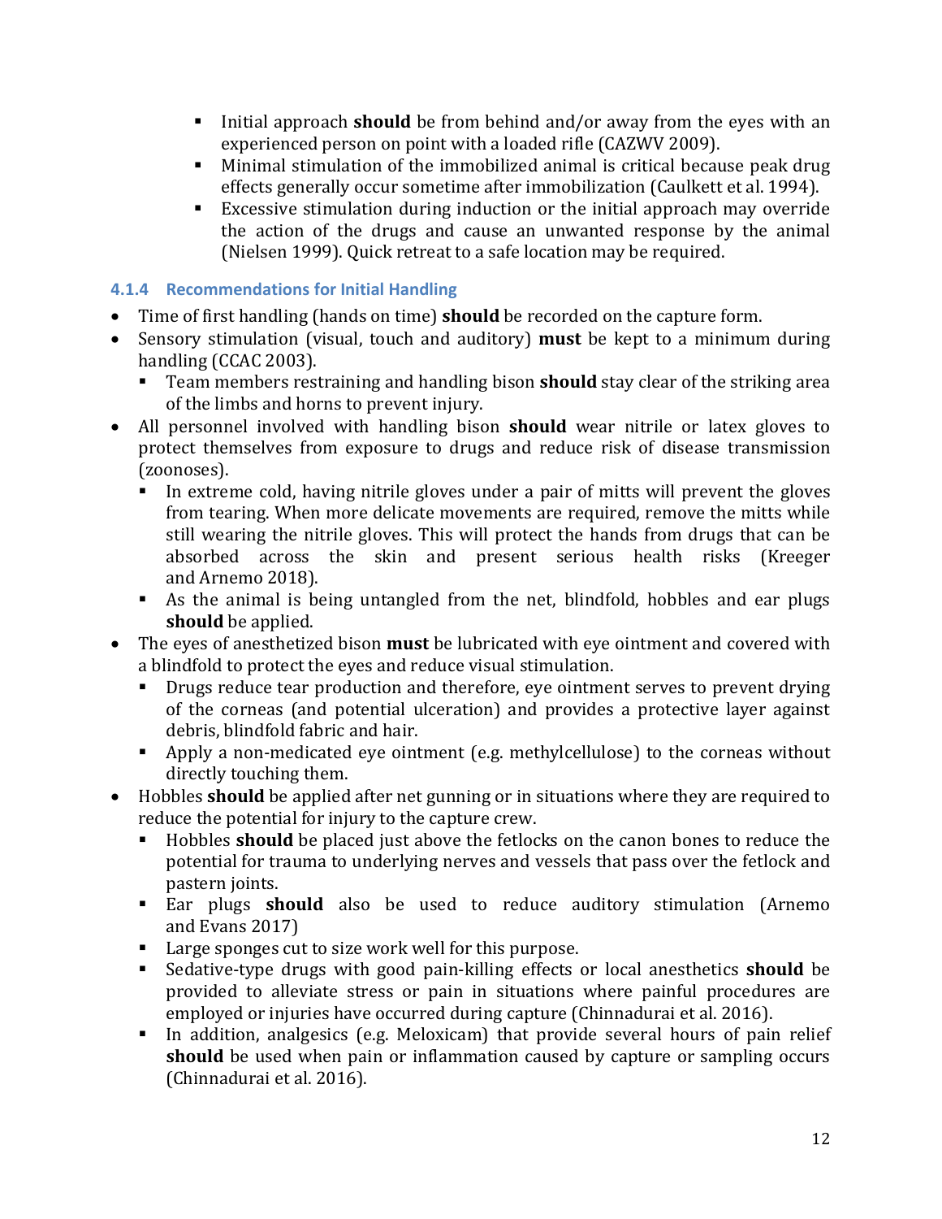- Initial approach **should** be from behind and/or away from the eyes with an experienced person on point with a loaded rifle (CAZWV 2009).
   - Minimal stimulation of the immobilized animal is critical because peak drug effects generally occur sometime after immobilization (Caulkett et al. 1994).
   - Excessive stimulation during induction or the initial approach may override the action of the drugs and cause an unwanted response by the animal (Nielsen 1999). Quick retreat to a safe location may be required.

### 4.1.4 Recommendations for Initial Handling

- Time of first handling (hands on time) **should** be recorded on the capture form.
- Sensory stimulation (visual, touch and auditory) **must** be kept to a minimum during handling (CCAC 2003).
  - Team members restraining and handling bison **should** stay clear of the striking area of the limbs and horns to prevent injury.
- All personnel involved with handling bison **should** wear nitrile or latex gloves to protect themselves from exposure to drugs and reduce risk of disease transmission (zoonoses).
  - In extreme cold, having nitrile gloves under a pair of mitts will prevent the gloves from tearing. When more delicate movements are required, remove the mitts while still wearing the nitrile gloves. This will protect the hands from drugs that can be absorbed across the skin and present serious health risks (Kreeger and Arnemo 2018).
  - As the animal is being untangled from the net, blindfold, hobbles and ear plugs **should** be applied.
- The eyes of anesthetized bison **must** be lubricated with eye ointment and covered with a blindfold to protect the eyes and reduce visual stimulation.
  - Drugs reduce tear production and therefore, eye ointment serves to prevent drying of the corneas (and potential ulceration) and provides a protective layer against debris, blindfold fabric and hair.
  - Apply a non-medicated eye ointment (e.g. methylcellulose) to the corneas without directly touching them.
- Hobbles **should** be applied after net gunning or in situations where they are required to reduce the potential for injury to the capture crew.
  - Hobbles **should** be placed just above the fetlocks on the canon bones to reduce the potential for trauma to underlying nerves and vessels that pass over the fetlock and pastern joints.
  - Ear plugs **should** also be used to reduce auditory stimulation (Arnemo and Evans 2017)
  - Large sponges cut to size work well for this purpose.
  - Sedative-type drugs with good pain-killing effects or local anesthetics **should** be provided to alleviate stress or pain in situations where painful procedures are employed or injuries have occurred during capture (Chinnadurai et al. 2016).
  - In addition, analgesics (e.g. Meloxicam) that provide several hours of pain relief **should** be used when pain or inflammation caused by capture or sampling occurs (Chinnadurai et al. 2016).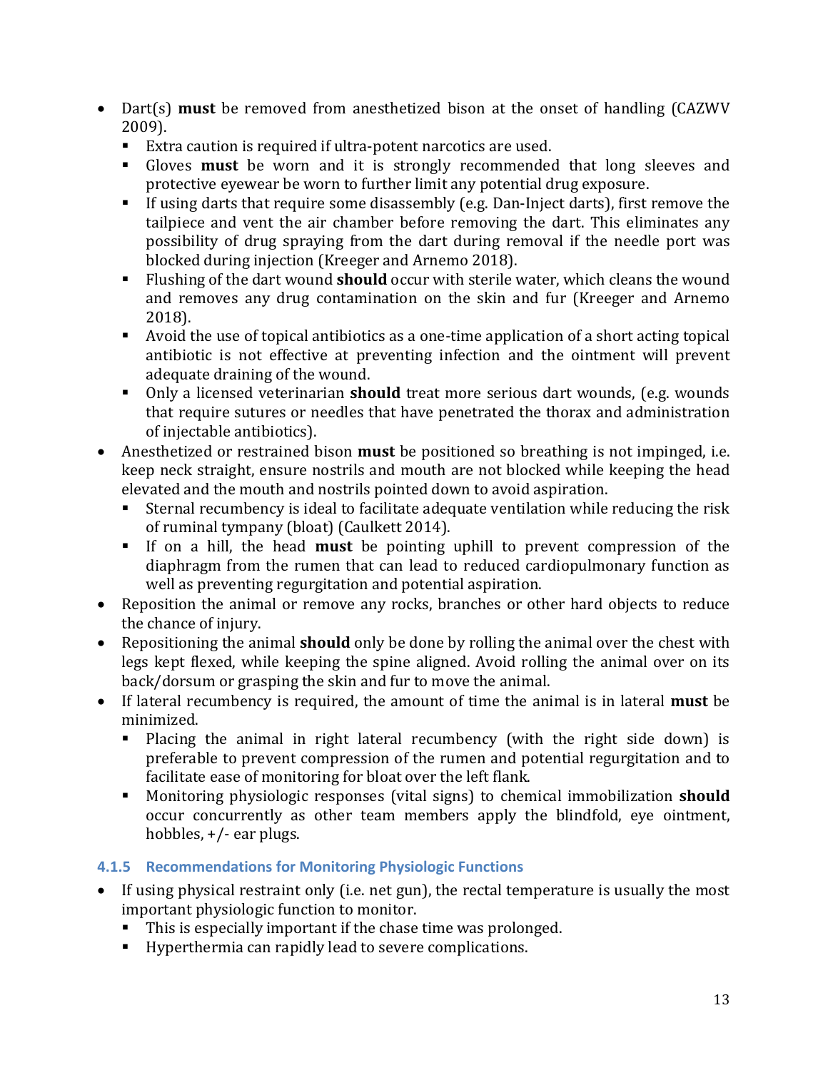- Dart(s) **must** be removed from anesthetized bison at the onset of handling (CAZWV 2009).
  - Extra caution is required if ultra-potent narcotics are used.
  - Gloves **must** be worn and it is strongly recommended that long sleeves and protective eyewear be worn to further limit any potential drug exposure.
  - If using darts that require some disassembly (e.g. Dan-Inject darts), first remove the tailpiece and vent the air chamber before removing the dart. This eliminates any possibility of drug spraying from the dart during removal if the needle port was blocked during injection (Kreeger and Arnemo 2018).
  - Flushing of the dart wound **should** occur with sterile water, which cleans the wound and removes any drug contamination on the skin and fur (Kreeger and Arnemo 2018).
  - Avoid the use of topical antibiotics as a one-time application of a short acting topical antibiotic is not effective at preventing infection and the ointment will prevent adequate draining of the wound.
  - Only a licensed veterinarian **should** treat more serious dart wounds, (e.g. wounds that require sutures or needles that have penetrated the thorax and administration of injectable antibiotics).
- Anesthetized or restrained bison **must** be positioned so breathing is not impinged, i.e. keep neck straight, ensure nostrils and mouth are not blocked while keeping the head elevated and the mouth and nostrils pointed down to avoid aspiration.
  - Sternal recumbency is ideal to facilitate adequate ventilation while reducing the risk of ruminal tympany (bloat) (Caulkett 2014).
  - If on a hill, the head **must** be pointing uphill to prevent compression of the diaphragm from the rumen that can lead to reduced cardiopulmonary function as well as preventing regurgitation and potential aspiration.
- Reposition the animal or remove any rocks, branches or other hard objects to reduce the chance of injury.
- Repositioning the animal **should** only be done by rolling the animal over the chest with legs kept flexed, while keeping the spine aligned. Avoid rolling the animal over on its back/dorsum or grasping the skin and fur to move the animal.
- If lateral recumbency is required, the amount of time the animal is in lateral **must** be minimized.
  - Placing the animal in right lateral recumbency (with the right side down) is preferable to prevent compression of the rumen and potential regurgitation and to facilitate ease of monitoring for bloat over the left flank.
  - Monitoring physiologic responses (vital signs) to chemical immobilization **should** occur concurrently as other team members apply the blindfold, eye ointment, hobbles, +/- ear plugs.

### 4.1.5 Recommendations for Monitoring Physiologic Functions

- If using physical restraint only (i.e. net gun), the rectal temperature is usually the most important physiologic function to monitor.
  - This is especially important if the chase time was prolonged.
  - Hyperthermia can rapidly lead to severe complications.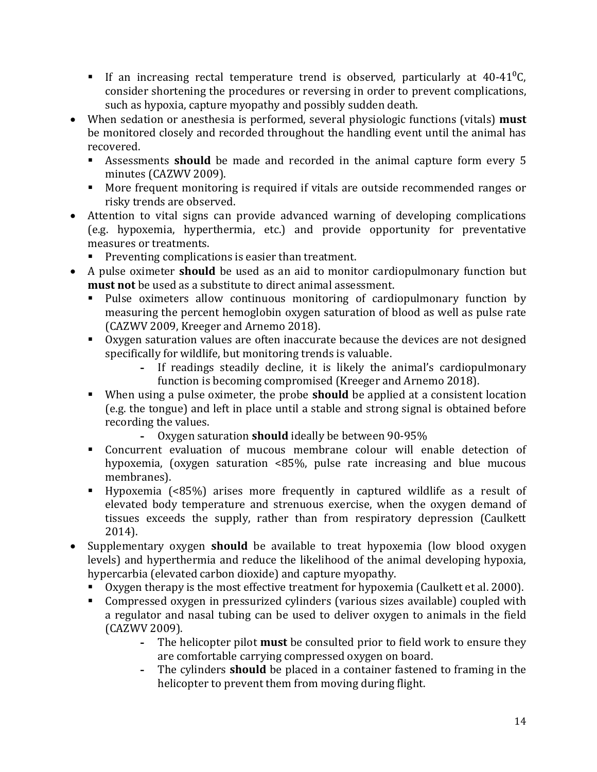- If an increasing rectal temperature trend is observed, particularly at 40-41$^0$C, consider shortening the procedures or reversing in order to prevent complications, such as hypoxia, capture myopathy and possibly sudden death.
- When sedation or anesthesia is performed, several physiologic functions (vitals) **must** be monitored closely and recorded throughout the handling event until the animal has recovered.
    - Assessments **should** be made and recorded in the animal capture form every 5 minutes (CAZWV 2009).
    - More frequent monitoring is required if vitals are outside recommended ranges or risky trends are observed.
- Attention to vital signs can provide advanced warning of developing complications (e.g. hypoxemia, hyperthermia, etc.) and provide opportunity for preventative measures or treatments.
    - Preventing complications is easier than treatment.
- A pulse oximeter **should** be used as an aid to monitor cardiopulmonary function but **must not** be used as a substitute to direct animal assessment.
    - Pulse oximeters allow continuous monitoring of cardiopulmonary function by measuring the percent hemoglobin oxygen saturation of blood as well as pulse rate (CAZWV 2009, Kreeger and Arnemo 2018).
    - Oxygen saturation values are often inaccurate because the devices are not designed specifically for wildlife, but monitoring trends is valuable.
        - If readings steadily decline, it is likely the animal's cardiopulmonary function is becoming compromised (Kreeger and Arnemo 2018).
    - When using a pulse oximeter, the probe **should** be applied at a consistent location (e.g. the tongue) and left in place until a stable and strong signal is obtained before recording the values.
        - Oxygen saturation **should** ideally be between 90-95%
    - Concurrent evaluation of mucous membrane colour will enable detection of hypoxemia, (oxygen saturation <85%, pulse rate increasing and blue mucous membranes).
    - Hypoxemia (<85%) arises more frequently in captured wildlife as a result of elevated body temperature and strenuous exercise, when the oxygen demand of tissues exceeds the supply, rather than from respiratory depression (Caulkett 2014).
- Supplementary oxygen **should** be available to treat hypoxemia (low blood oxygen levels) and hyperthermia and reduce the likelihood of the animal developing hypoxia, hypercarbia (elevated carbon dioxide) and capture myopathy.
    - Oxygen therapy is the most effective treatment for hypoxemia (Caulkett et al. 2000).
    - Compressed oxygen in pressurized cylinders (various sizes available) coupled with a regulator and nasal tubing can be used to deliver oxygen to animals in the field (CAZWV 2009).
        - The helicopter pilot **must** be consulted prior to field work to ensure they are comfortable carrying compressed oxygen on board.
        - The cylinders **should** be placed in a container fastened to framing in the helicopter to prevent them from moving during flight.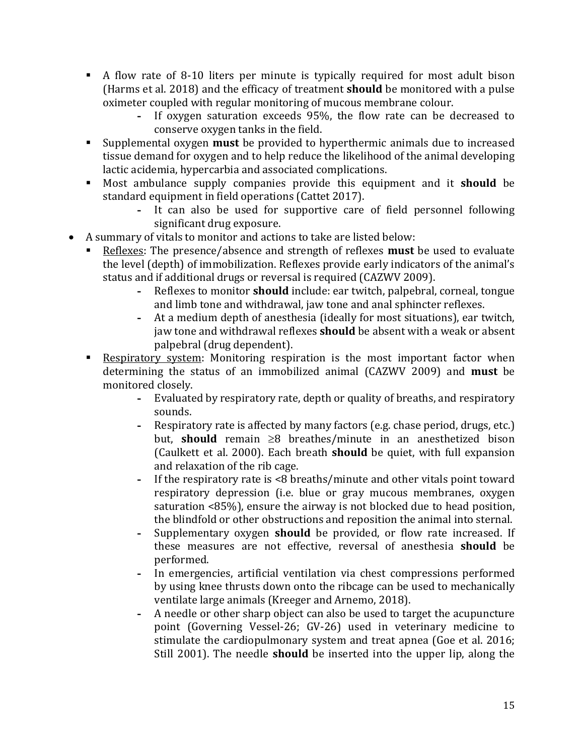- A flow rate of 8-10 liters per minute is typically required for most adult bison (Harms et al. 2018) and the efficacy of treatment **should** be monitored with a pulse oximeter coupled with regular monitoring of mucous membrane colour.
  - If oxygen saturation exceeds 95%, the flow rate can be decreased to conserve oxygen tanks in the field.
- Supplemental oxygen **must** be provided to hyperthermic animals due to increased tissue demand for oxygen and to help reduce the likelihood of the animal developing lactic acidemia, hypercarbia and associated complications.
- Most ambulance supply companies provide this equipment and it **should** be standard equipment in field operations (Cattet 2017).
  - It can also be used for supportive care of field personnel following significant drug exposure.

- A summary of vitals to monitor and actions to take are listed below:
  - Reflexes: The presence/absence and strength of reflexes **must** be used to evaluate the level (depth) of immobilization. Reflexes provide early indicators of the animal's status and if additional drugs or reversal is required (CAZWV 2009).
    - Reflexes to monitor **should** include: ear twitch, palpebral, corneal, tongue and limb tone and withdrawal, jaw tone and anal sphincter reflexes.
    - At a medium depth of anesthesia (ideally for most situations), ear twitch, jaw tone and withdrawal reflexes **should** be absent with a weak or absent palpebral (drug dependent).
  - Respiratory system: Monitoring respiration is the most important factor when determining the status of an immobilized animal (CAZWV 2009) and **must** be monitored closely.
    - Evaluated by respiratory rate, depth or quality of breaths, and respiratory sounds.
    - Respiratory rate is affected by many factors (e.g. chase period, drugs, etc.) but, **should** remain $\geq$8 breathes/minute in an anesthetized bison (Caulkett et al. 2000). Each breath **should** be quiet, with full expansion and relaxation of the rib cage.
    - If the respiratory rate is <8 breaths/minute and other vitals point toward respiratory depression (i.e. blue or gray mucous membranes, oxygen saturation <85%), ensure the airway is not blocked due to head position, the blindfold or other obstructions and reposition the animal into sternal.
    - Supplementary oxygen **should** be provided, or flow rate increased. If these measures are not effective, reversal of anesthesia **should** be performed.
    - In emergencies, artificial ventilation via chest compressions performed by using knee thrusts down onto the ribcage can be used to mechanically ventilate large animals (Kreeger and Arnemo, 2018).
    - A needle or other sharp object can also be used to target the acupuncture point (Governing Vessel-26; GV-26) used in veterinary medicine to stimulate the cardiopulmonary system and treat apnea (Goe et al. 2016; Still 2001). The needle **should** be inserted into the upper lip, along the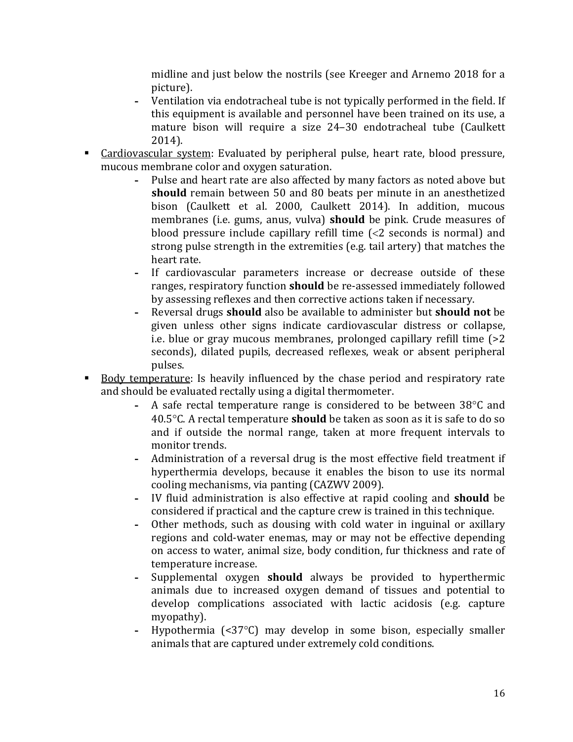midline and just below the nostrils (see Kreeger and Arnemo 2018 for a picture).

  - Ventilation via endotracheal tube is not typically performed in the field. If this equipment is available and personnel have been trained on its use, a mature bison will require a size 24–30 endotracheal tube (Caulkett 2014).

- Cardiovascular system: Evaluated by peripheral pulse, heart rate, blood pressure, mucous membrane color and oxygen saturation.
  - Pulse and heart rate are also affected by many factors as noted above but **should** remain between 50 and 80 beats per minute in an anesthetized bison (Caulkett et al. 2000, Caulkett 2014). In addition, mucous membranes (i.e. gums, anus, vulva) **should** be pink. Crude measures of blood pressure include capillary refill time (<2 seconds is normal) and strong pulse strength in the extremities (e.g. tail artery) that matches the heart rate.
  - If cardiovascular parameters increase or decrease outside of these ranges, respiratory function **should** be re-assessed immediately followed by assessing reflexes and then corrective actions taken if necessary.
  - Reversal drugs **should** also be available to administer but **should not** be given unless other signs indicate cardiovascular distress or collapse, i.e. blue or gray mucous membranes, prolonged capillary refill time (>2 seconds), dilated pupils, decreased reflexes, weak or absent peripheral pulses.
- Body temperature: Is heavily influenced by the chase period and respiratory rate and should be evaluated rectally using a digital thermometer.
  - A safe rectal temperature range is considered to be between 38°C and 40.5°C. A rectal temperature **should** be taken as soon as it is safe to do so and if outside the normal range, taken at more frequent intervals to monitor trends.
  - Administration of a reversal drug is the most effective field treatment if hyperthermia develops, because it enables the bison to use its normal cooling mechanisms, via panting (CAZWV 2009).
  - IV fluid administration is also effective at rapid cooling and **should** be considered if practical and the capture crew is trained in this technique.
  - Other methods, such as dousing with cold water in inguinal or axillary regions and cold-water enemas, may or may not be effective depending on access to water, animal size, body condition, fur thickness and rate of temperature increase.
  - Supplemental oxygen **should** always be provided to hyperthermic animals due to increased oxygen demand of tissues and potential to develop complications associated with lactic acidosis (e.g. capture myopathy).
  - Hypothermia (<37°C) may develop in some bison, especially smaller animals that are captured under extremely cold conditions.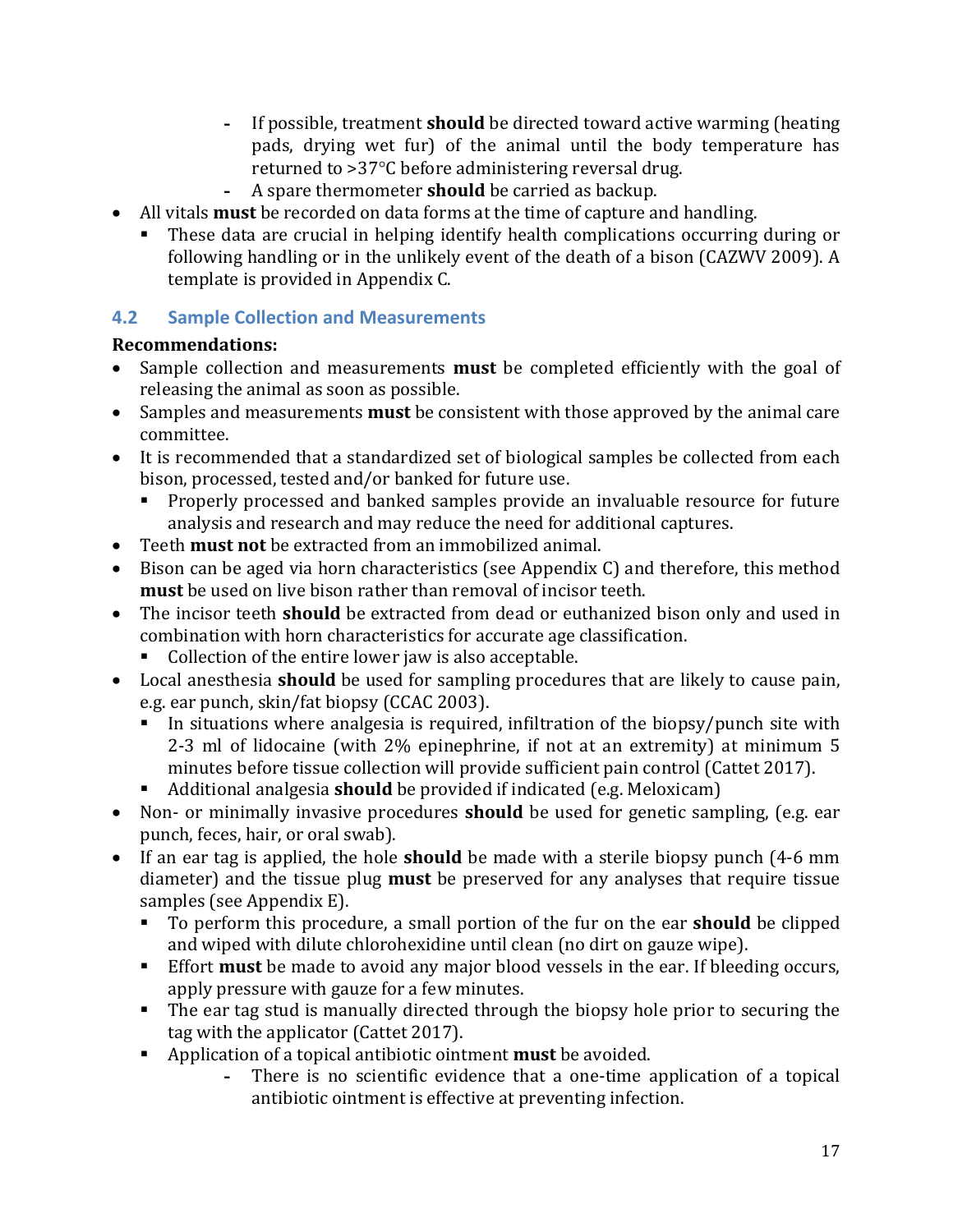- If possible, treatment **should** be directed toward active warming (heating pads, drying wet fur) of the animal until the body temperature has returned to >37°C before administering reversal drug.
    - A spare thermometer **should** be carried as backup.
- All vitals **must** be recorded on data forms at the time of capture and handling.
  - These data are crucial in helping identify health complications occurring during or following handling or in the unlikely event of the death of a bison (CAZWV 2009). A template is provided in Appendix C.

## 4.2 Sample Collection and Measurements

**Recommendations:**

- Sample collection and measurements **must** be completed efficiently with the goal of releasing the animal as soon as possible.
- Samples and measurements **must** be consistent with those approved by the animal care committee.
- It is recommended that a standardized set of biological samples be collected from each bison, processed, tested and/or banked for future use.
  - Properly processed and banked samples provide an invaluable resource for future analysis and research and may reduce the need for additional captures.
- Teeth **must not** be extracted from an immobilized animal.
- Bison can be aged via horn characteristics (see Appendix C) and therefore, this method **must** be used on live bison rather than removal of incisor teeth.
- The incisor teeth **should** be extracted from dead or euthanized bison only and used in combination with horn characteristics for accurate age classification.
  - Collection of the entire lower jaw is also acceptable.
- Local anesthesia **should** be used for sampling procedures that are likely to cause pain, e.g. ear punch, skin/fat biopsy (CCAC 2003).
  - In situations where analgesia is required, infiltration of the biopsy/punch site with 2-3 ml of lidocaine (with 2% epinephrine, if not at an extremity) at minimum 5 minutes before tissue collection will provide sufficient pain control (Cattet 2017).
  - Additional analgesia **should** be provided if indicated (e.g. Meloxicam)
- Non- or minimally invasive procedures **should** be used for genetic sampling, (e.g. ear punch, feces, hair, or oral swab).
- If an ear tag is applied, the hole **should** be made with a sterile biopsy punch (4-6 mm diameter) and the tissue plug **must** be preserved for any analyses that require tissue samples (see Appendix E).
  - To perform this procedure, a small portion of the fur on the ear **should** be clipped and wiped with dilute chlorohexidine until clean (no dirt on gauze wipe).
  - Effort **must** be made to avoid any major blood vessels in the ear. If bleeding occurs, apply pressure with gauze for a few minutes.
  - The ear tag stud is manually directed through the biopsy hole prior to securing the tag with the applicator (Cattet 2017).
  - Application of a topical antibiotic ointment **must** be avoided.
    - There is no scientific evidence that a one-time application of a topical antibiotic ointment is effective at preventing infection.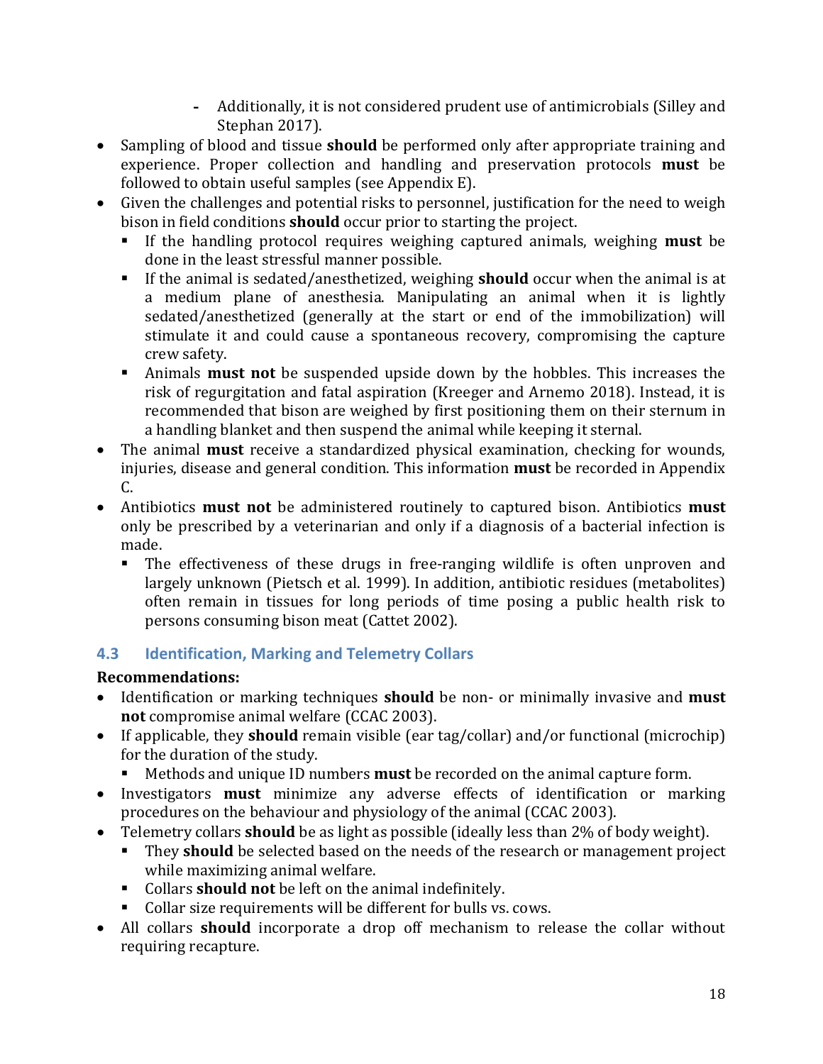- Additionally, it is not considered prudent use of antimicrobials (Silley and Stephan 2017).
- Sampling of blood and tissue **should** be performed only after appropriate training and experience. Proper collection and handling and preservation protocols **must** be followed to obtain useful samples (see Appendix E).
- Given the challenges and potential risks to personnel, justification for the need to weigh bison in field conditions **should** occur prior to starting the project.
    - If the handling protocol requires weighing captured animals, weighing **must** be done in the least stressful manner possible.
    - If the animal is sedated/anesthetized, weighing **should** occur when the animal is at a medium plane of anesthesia. Manipulating an animal when it is lightly sedated/anesthetized (generally at the start or end of the immobilization) will stimulate it and could cause a spontaneous recovery, compromising the capture crew safety.
    - Animals **must not** be suspended upside down by the hobbles. This increases the risk of regurgitation and fatal aspiration (Kreeger and Arnemo 2018). Instead, it is recommended that bison are weighed by first positioning them on their sternum in a handling blanket and then suspend the animal while keeping it sternal.
- The animal **must** receive a standardized physical examination, checking for wounds, injuries, disease and general condition. This information **must** be recorded in Appendix C.
- Antibiotics **must not** be administered routinely to captured bison. Antibiotics **must** only be prescribed by a veterinarian and only if a diagnosis of a bacterial infection is made.
    - The effectiveness of these drugs in free-ranging wildlife is often unproven and largely unknown (Pietsch et al. 1999). In addition, antibiotic residues (metabolites) often remain in tissues for long periods of time posing a public health risk to persons consuming bison meat (Cattet 2002).

### 4.3 Identification, Marking and Telemetry Collars

**Recommendations:**

- Identification or marking techniques **should** be non- or minimally invasive and **must not** compromise animal welfare (CCAC 2003).
- If applicable, they **should** remain visible (ear tag/collar) and/or functional (microchip) for the duration of the study.
    - Methods and unique ID numbers **must** be recorded on the animal capture form.
- Investigators **must** minimize any adverse effects of identification or marking procedures on the behaviour and physiology of the animal (CCAC 2003).
- Telemetry collars **should** be as light as possible (ideally less than 2% of body weight).
    - They **should** be selected based on the needs of the research or management project while maximizing animal welfare.
    - Collars **should not** be left on the animal indefinitely.
    - Collar size requirements will be different for bulls vs. cows.
- All collars **should** incorporate a drop off mechanism to release the collar without requiring recapture.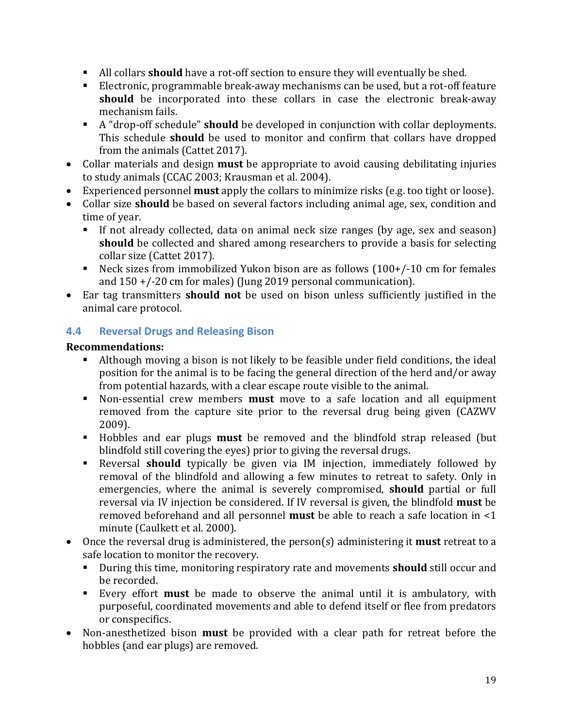- All collars **should** have a rot-off section to ensure they will eventually be shed.
  - Electronic, programmable break-away mechanisms can be used, but a rot-off feature **should** be incorporated into these collars in case the electronic break-away mechanism fails.
  - A "drop-off schedule" **should** be developed in conjunction with collar deployments. This schedule **should** be used to monitor and confirm that collars have dropped from the animals (Cattet 2017).
- Collar materials and design **must** be appropriate to avoid causing debilitating injuries to study animals (CCAC 2003; Krausman et al. 2004).
- Experienced personnel **must** apply the collars to minimize risks (e.g. too tight or loose).
- Collar size **should** be based on several factors including animal age, sex, condition and time of year.
  - If not already collected, data on animal neck size ranges (by age, sex and season) **should** be collected and shared among researchers to provide a basis for selecting collar size (Cattet 2017).
  - Neck sizes from immobilized Yukon bison are as follows (100+/-10 cm for females and 150 +/-20 cm for males) (Jung 2019 personal communication).
- Ear tag transmitters **should not** be used on bison unless sufficiently justified in the animal care protocol.

### 4.4 Reversal Drugs and Releasing Bison

**Recommendations:**

  - Although moving a bison is not likely to be feasible under field conditions, the ideal position for the animal is to be facing the general direction of the herd and/or away from potential hazards, with a clear escape route visible to the animal.
  - Non-essential crew members **must** move to a safe location and all equipment removed from the capture site prior to the reversal drug being given (CAZWV 2009).
  - Hobbles and ear plugs **must** be removed and the blindfold strap released (but blindfold still covering the eyes) prior to giving the reversal drugs.
  - Reversal **should** typically be given via IM injection, immediately followed by removal of the blindfold and allowing a few minutes to retreat to safety. Only in emergencies, where the animal is severely compromised, **should** partial or full reversal via IV injection be considered. If IV reversal is given, the blindfold **must** be removed beforehand and all personnel **must** be able to reach a safe location in <1 minute (Caulkett et al. 2000).
- Once the reversal drug is administered, the person(s) administering it **must** retreat to a safe location to monitor the recovery.
  - During this time, monitoring respiratory rate and movements **should** still occur and be recorded.
  - Every effort **must** be made to observe the animal until it is ambulatory, with purposeful, coordinated movements and able to defend itself or flee from predators or conspecifics.
- Non-anesthetized bison **must** be provided with a clear path for retreat before the hobbles (and ear plugs) are removed.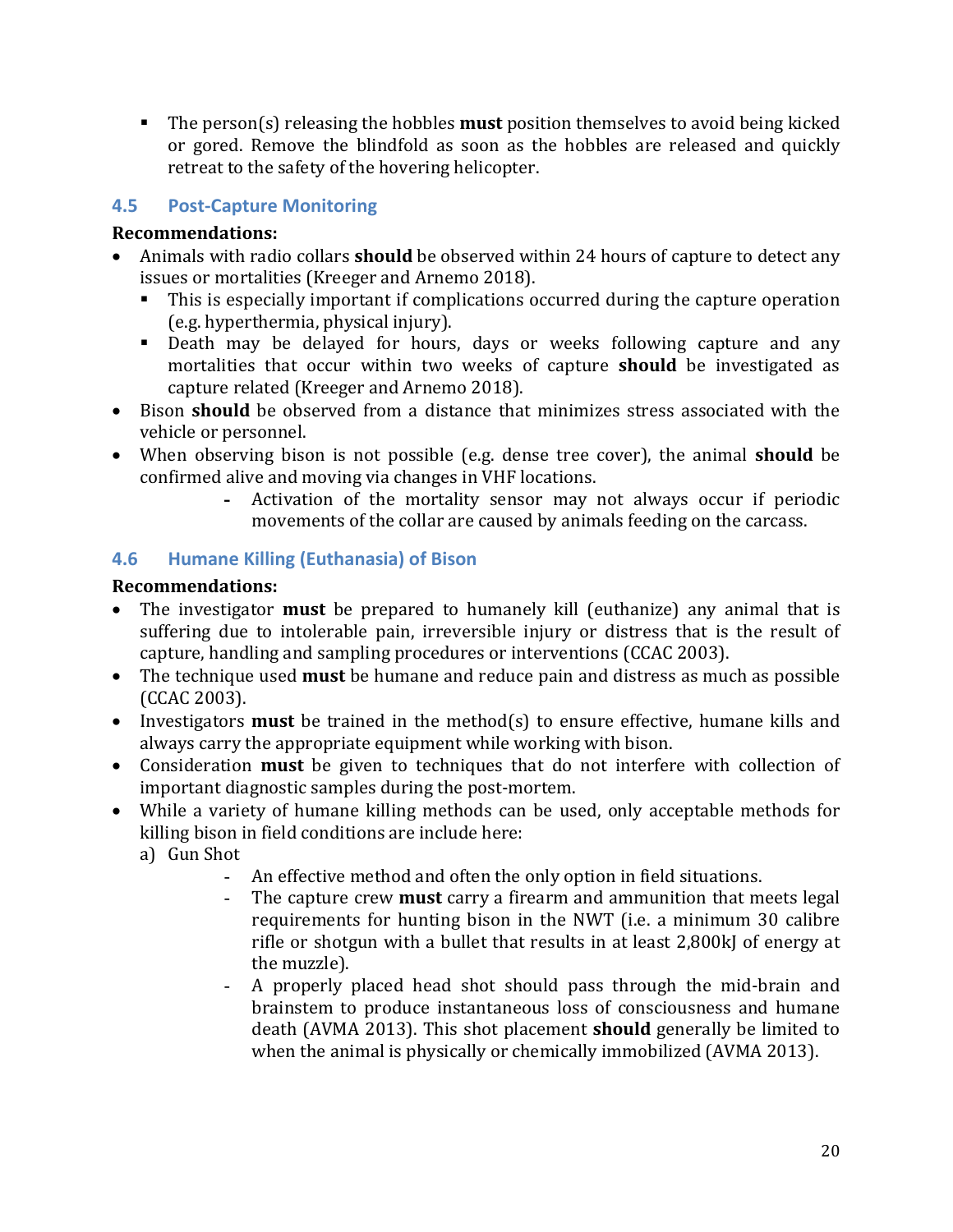- The person(s) releasing the hobbles **must** position themselves to avoid being kicked or gored. Remove the blindfold as soon as the hobbles are released and quickly retreat to the safety of the hovering helicopter.

### 4.5 Post-Capture Monitoring

**Recommendations:**

- Animals with radio collars **should** be observed within 24 hours of capture to detect any issues or mortalities (Kreeger and Arnemo 2018).
  - This is especially important if complications occurred during the capture operation (e.g. hyperthermia, physical injury).
  - Death may be delayed for hours, days or weeks following capture and any mortalities that occur within two weeks of capture **should** be investigated as capture related (Kreeger and Arnemo 2018).
- Bison **should** be observed from a distance that minimizes stress associated with the vehicle or personnel.
- When observing bison is not possible (e.g. dense tree cover), the animal **should** be confirmed alive and moving via changes in VHF locations.
  - Activation of the mortality sensor may not always occur if periodic movements of the collar are caused by animals feeding on the carcass.

### 4.6 Humane Killing (Euthanasia) of Bison

**Recommendations:**

- The investigator **must** be prepared to humanely kill (euthanize) any animal that is suffering due to intolerable pain, irreversible injury or distress that is the result of capture, handling and sampling procedures or interventions (CCAC 2003).
- The technique used **must** be humane and reduce pain and distress as much as possible (CCAC 2003).
- Investigators **must** be trained in the method(s) to ensure effective, humane kills and always carry the appropriate equipment while working with bison.
- Consideration **must** be given to techniques that do not interfere with collection of important diagnostic samples during the post-mortem.
- While a variety of humane killing methods can be used, only acceptable methods for killing bison in field conditions are include here:

  a) Gun Shot
     - An effective method and often the only option in field situations.
     - The capture crew **must** carry a firearm and ammunition that meets legal requirements for hunting bison in the NWT (i.e. a minimum 30 calibre rifle or shotgun with a bullet that results in at least 2,800kJ of energy at the muzzle).
     - A properly placed head shot should pass through the mid-brain and brainstem to produce instantaneous loss of consciousness and humane death (AVMA 2013). This shot placement **should** generally be limited to when the animal is physically or chemically immobilized (AVMA 2013).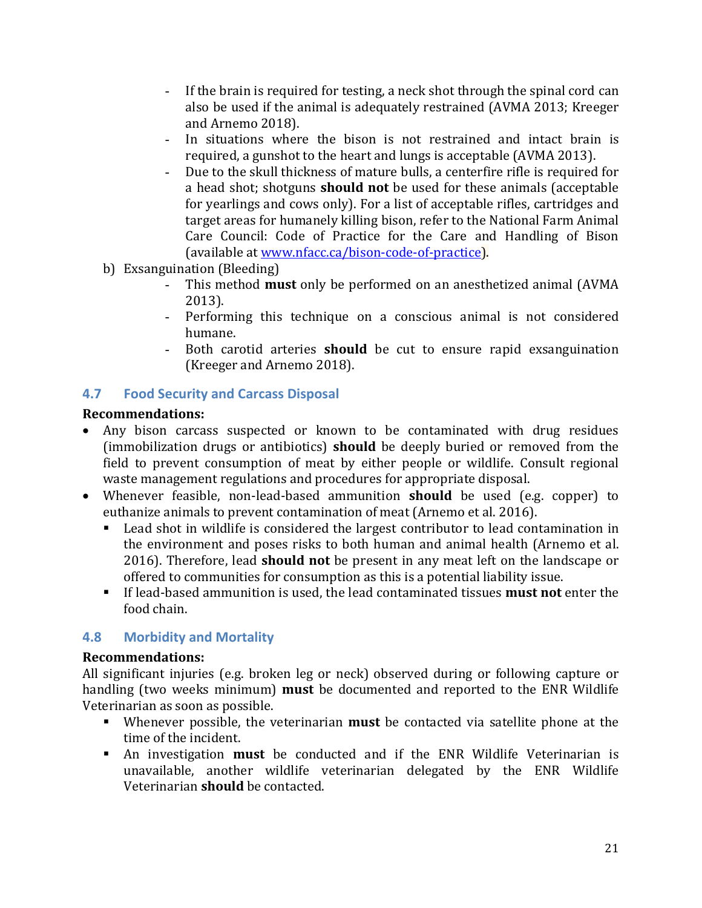- If the brain is required for testing, a neck shot through the spinal cord can also be used if the animal is adequately restrained (AVMA 2013; Kreeger and Arnemo 2018).
  - In situations where the bison is not restrained and intact brain is required, a gunshot to the heart and lungs is acceptable (AVMA 2013).
  - Due to the skull thickness of mature bulls, a centerfire rifle is required for a head shot; shotguns **should not** be used for these animals (acceptable for yearlings and cows only). For a list of acceptable rifles, cartridges and target areas for humanely killing bison, refer to the National Farm Animal Care Council: Code of Practice for the Care and Handling of Bison (available at [www.nfacc.ca/bison-code-of-practice](www.nfacc.ca/bison-code-of-practice)).

b) Exsanguination (Bleeding)
  - This method **must** only be performed on an anesthetized animal (AVMA 2013).
  - Performing this technique on a conscious animal is not considered humane.
  - Both carotid arteries **should** be cut to ensure rapid exsanguination (Kreeger and Arnemo 2018).

### 4.7 Food Security and Carcass Disposal

**Recommendations:**

- Any bison carcass suspected or known to be contaminated with drug residues (immobilization drugs or antibiotics) **should** be deeply buried or removed from the field to prevent consumption of meat by either people or wildlife. Consult regional waste management regulations and procedures for appropriate disposal.
- Whenever feasible, non-lead-based ammunition **should** be used (e.g. copper) to euthanize animals to prevent contamination of meat (Arnemo et al. 2016).
  - Lead shot in wildlife is considered the largest contributor to lead contamination in the environment and poses risks to both human and animal health (Arnemo et al. 2016). Therefore, lead **should not** be present in any meat left on the landscape or offered to communities for consumption as this is a potential liability issue.
  - If lead-based ammunition is used, the lead contaminated tissues **must not** enter the food chain.

### 4.8 Morbidity and Mortality

**Recommendations:**

All significant injuries (e.g. broken leg or neck) observed during or following capture or handling (two weeks minimum) **must** be documented and reported to the ENR Wildlife Veterinarian as soon as possible.

- Whenever possible, the veterinarian **must** be contacted via satellite phone at the time of the incident.
- An investigation **must** be conducted and if the ENR Wildlife Veterinarian is unavailable, another wildlife veterinarian delegated by the ENR Wildlife Veterinarian **should** be contacted.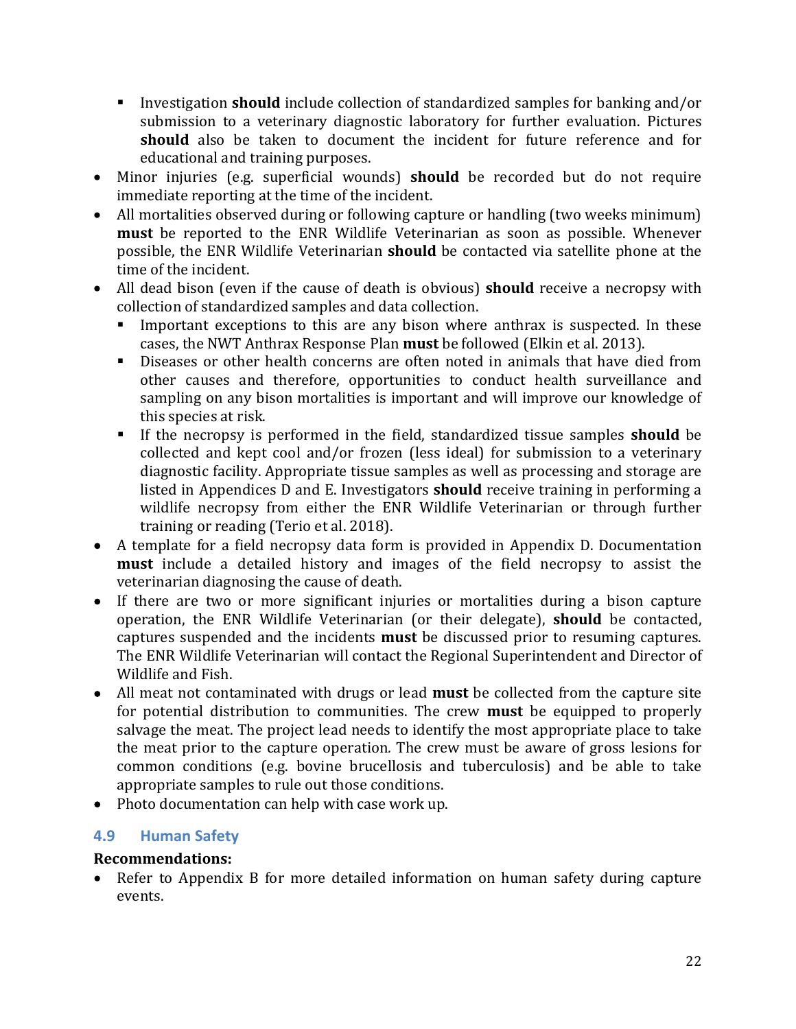- Investigation **should** include collection of standardized samples for banking and/or submission to a veterinary diagnostic laboratory for further evaluation. Pictures **should** also be taken to document the incident for future reference and for educational and training purposes.
- Minor injuries (e.g. superficial wounds) **should** be recorded but do not require immediate reporting at the time of the incident.
- All mortalities observed during or following capture or handling (two weeks minimum) **must** be reported to the ENR Wildlife Veterinarian as soon as possible. Whenever possible, the ENR Wildlife Veterinarian **should** be contacted via satellite phone at the time of the incident.
- All dead bison (even if the cause of death is obvious) **should** receive a necropsy with collection of standardized samples and data collection.
    - Important exceptions to this are any bison where anthrax is suspected. In these cases, the NWT Anthrax Response Plan **must** be followed (Elkin et al. 2013).
    - Diseases or other health concerns are often noted in animals that have died from other causes and therefore, opportunities to conduct health surveillance and sampling on any bison mortalities is important and will improve our knowledge of this species at risk.
    - If the necropsy is performed in the field, standardized tissue samples **should** be collected and kept cool and/or frozen (less ideal) for submission to a veterinary diagnostic facility. Appropriate tissue samples as well as processing and storage are listed in Appendices D and E. Investigators **should** receive training in performing a wildlife necropsy from either the ENR Wildlife Veterinarian or through further training or reading (Terio et al. 2018).
- A template for a field necropsy data form is provided in Appendix D. Documentation **must** include a detailed history and images of the field necropsy to assist the veterinarian diagnosing the cause of death.
- If there are two or more significant injuries or mortalities during a bison capture operation, the ENR Wildlife Veterinarian (or their delegate), **should** be contacted, captures suspended and the incidents **must** be discussed prior to resuming captures. The ENR Wildlife Veterinarian will contact the Regional Superintendent and Director of Wildlife and Fish.
- All meat not contaminated with drugs or lead **must** be collected from the capture site for potential distribution to communities. The crew **must** be equipped to properly salvage the meat. The project lead needs to identify the most appropriate place to take the meat prior to the capture operation. The crew must be aware of gross lesions for common conditions (e.g. bovine brucellosis and tuberculosis) and be able to take appropriate samples to rule out those conditions.
- Photo documentation can help with case work up.

## 4.9 Human Safety

**Recommendations:**

- Refer to Appendix B for more detailed information on human safety during capture events.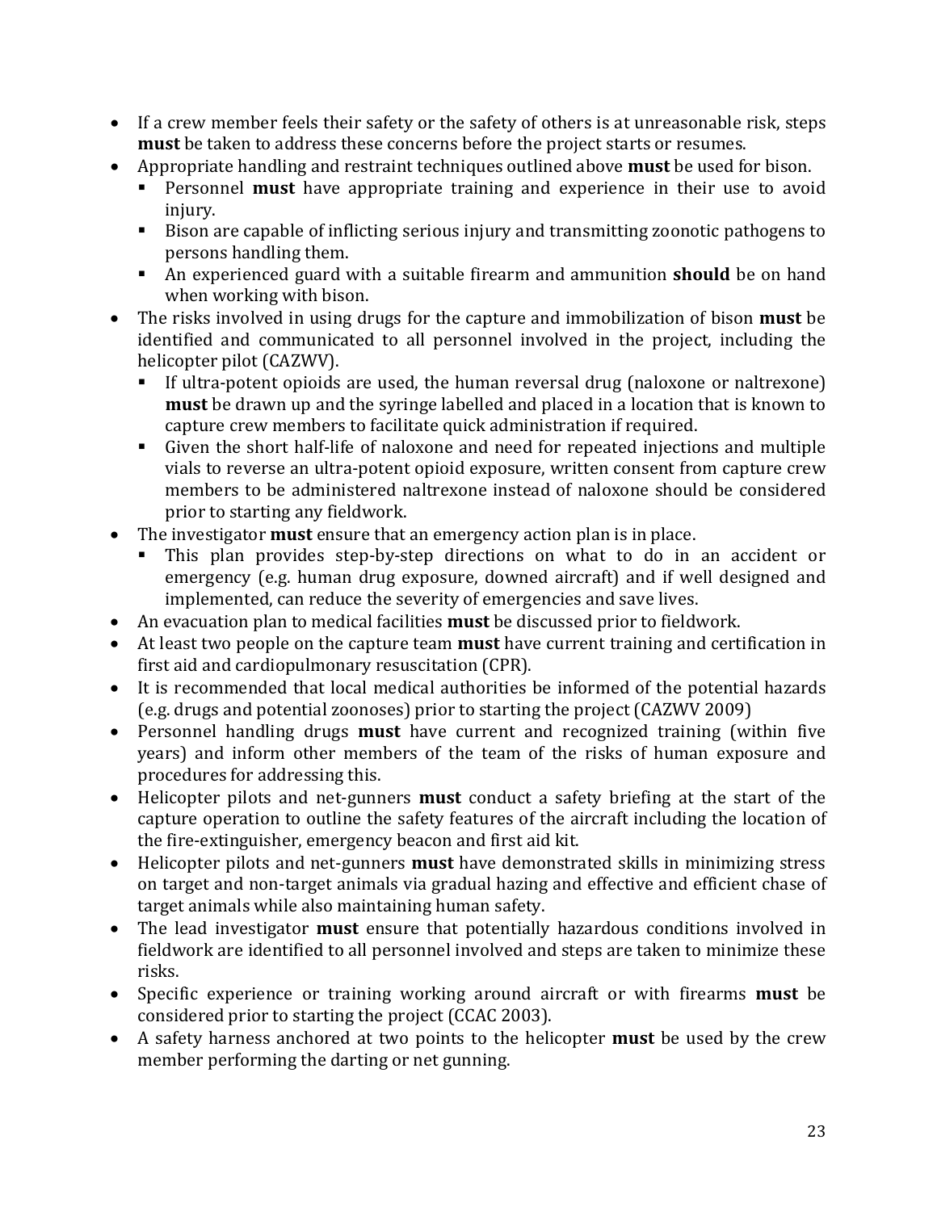- If a crew member feels their safety or the safety of others is at unreasonable risk, steps **must** be taken to address these concerns before the project starts or resumes.
- Appropriate handling and restraint techniques outlined above **must** be used for bison.
  - Personnel **must** have appropriate training and experience in their use to avoid injury.
  - Bison are capable of inflicting serious injury and transmitting zoonotic pathogens to persons handling them.
  - An experienced guard with a suitable firearm and ammunition **should** be on hand when working with bison.
- The risks involved in using drugs for the capture and immobilization of bison **must** be identified and communicated to all personnel involved in the project, including the helicopter pilot (CAZWV).
  - If ultra-potent opioids are used, the human reversal drug (naloxone or naltrexone) **must** be drawn up and the syringe labelled and placed in a location that is known to capture crew members to facilitate quick administration if required.
  - Given the short half-life of naloxone and need for repeated injections and multiple vials to reverse an ultra-potent opioid exposure, written consent from capture crew members to be administered naltrexone instead of naloxone should be considered prior to starting any fieldwork.
- The investigator **must** ensure that an emergency action plan is in place.
  - This plan provides step-by-step directions on what to do in an accident or emergency (e.g. human drug exposure, downed aircraft) and if well designed and implemented, can reduce the severity of emergencies and save lives.
- An evacuation plan to medical facilities **must** be discussed prior to fieldwork.
- At least two people on the capture team **must** have current training and certification in first aid and cardiopulmonary resuscitation (CPR).
- It is recommended that local medical authorities be informed of the potential hazards (e.g. drugs and potential zoonoses) prior to starting the project (CAZWV 2009)
- Personnel handling drugs **must** have current and recognized training (within five years) and inform other members of the team of the risks of human exposure and procedures for addressing this.
- Helicopter pilots and net-gunners **must** conduct a safety briefing at the start of the capture operation to outline the safety features of the aircraft including the location of the fire-extinguisher, emergency beacon and first aid kit.
- Helicopter pilots and net-gunners **must** have demonstrated skills in minimizing stress on target and non-target animals via gradual hazing and effective and efficient chase of target animals while also maintaining human safety.
- The lead investigator **must** ensure that potentially hazardous conditions involved in fieldwork are identified to all personnel involved and steps are taken to minimize these risks.
- Specific experience or training working around aircraft or with firearms **must** be considered prior to starting the project (CCAC 2003).
- A safety harness anchored at two points to the helicopter **must** be used by the crew member performing the darting or net gunning.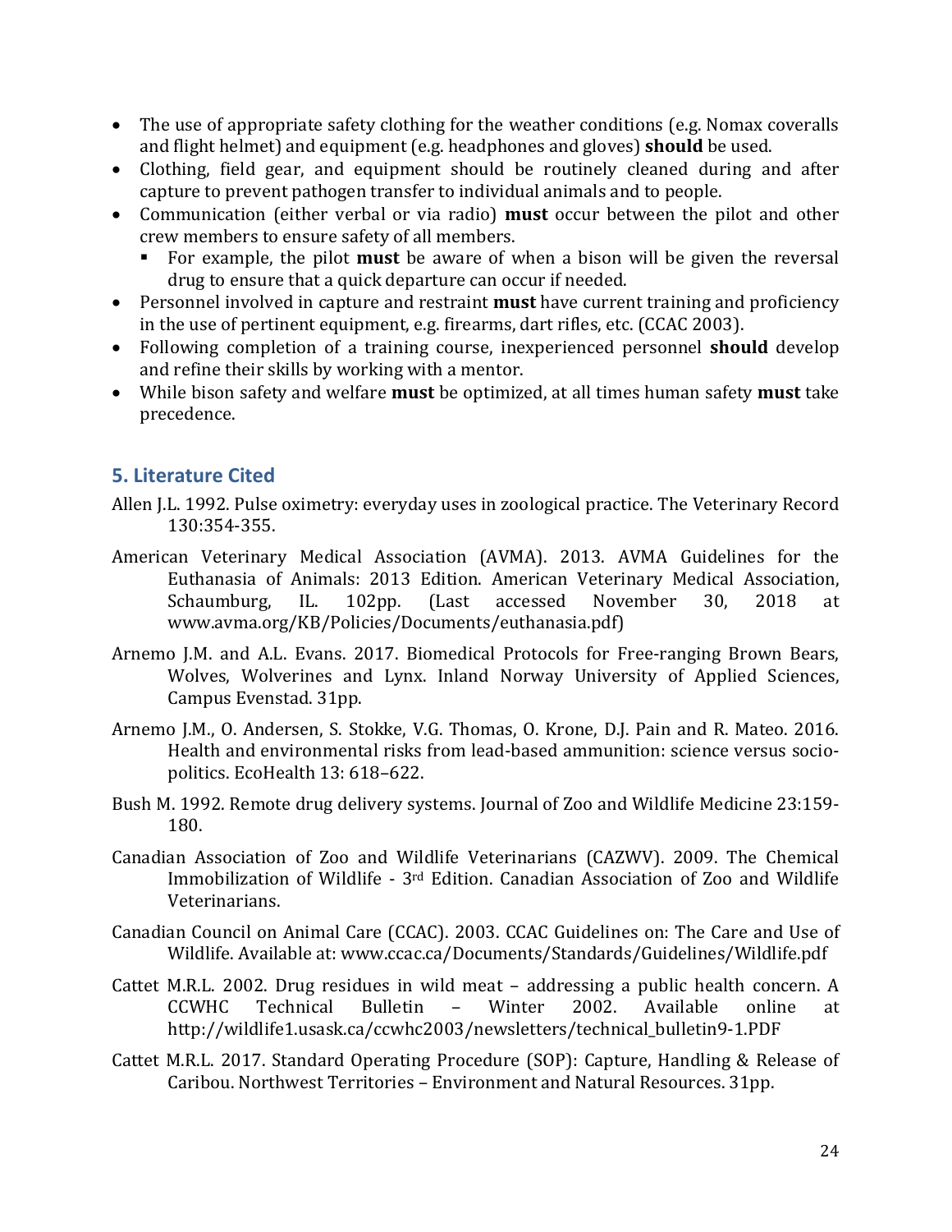- The use of appropriate safety clothing for the weather conditions (e.g. Nomax coveralls and flight helmet) and equipment (e.g. headphones and gloves) **should** be used.
- Clothing, field gear, and equipment should be routinely cleaned during and after capture to prevent pathogen transfer to individual animals and to people.
- Communication (either verbal or via radio) **must** occur between the pilot and other crew members to ensure safety of all members.
  - For example, the pilot **must** be aware of when a bison will be given the reversal drug to ensure that a quick departure can occur if needed.
- Personnel involved in capture and restraint **must** have current training and proficiency in the use of pertinent equipment, e.g. firearms, dart rifles, etc. (CCAC 2003).
- Following completion of a training course, inexperienced personnel **should** develop and refine their skills by working with a mentor.
- While bison safety and welfare **must** be optimized, at all times human safety **must** take precedence.

## 5. Literature Cited

Allen J.L. 1992. Pulse oximetry: everyday uses in zoological practice. The Veterinary Record 130:354-355.

American Veterinary Medical Association (AVMA). 2013. AVMA Guidelines for the Euthanasia of Animals: 2013 Edition. American Veterinary Medical Association, Schaumburg, IL. 102pp. (Last accessed November 30, 2018 at www.avma.org/KB/Policies/Documents/euthanasia.pdf)

Arnemo J.M. and A.L. Evans. 2017. Biomedical Protocols for Free-ranging Brown Bears, Wolves, Wolverines and Lynx. Inland Norway University of Applied Sciences, Campus Evenstad. 31pp.

Arnemo J.M., O. Andersen, S. Stokke, V.G. Thomas, O. Krone, D.J. Pain and R. Mateo. 2016. Health and environmental risks from lead-based ammunition: science versus socio-politics. EcoHealth 13: 618–622.

Bush M. 1992. Remote drug delivery systems. Journal of Zoo and Wildlife Medicine 23:159-180.

Canadian Association of Zoo and Wildlife Veterinarians (CAZWV). 2009. The Chemical Immobilization of Wildlife - 3rd Edition. Canadian Association of Zoo and Wildlife Veterinarians.

Canadian Council on Animal Care (CCAC). 2003. CCAC Guidelines on: The Care and Use of Wildlife. Available at: www.ccac.ca/Documents/Standards/Guidelines/Wildlife.pdf

Cattet M.R.L. 2002. Drug residues in wild meat – addressing a public health concern. A CCWHC Technical Bulletin – Winter 2002. Available online at http://wildlife1.usask.ca/ccwhc2003/newsletters/technical_bulletin9-1.PDF

Cattet M.R.L. 2017. Standard Operating Procedure (SOP): Capture, Handling & Release of Caribou. Northwest Territories – Environment and Natural Resources. 31pp.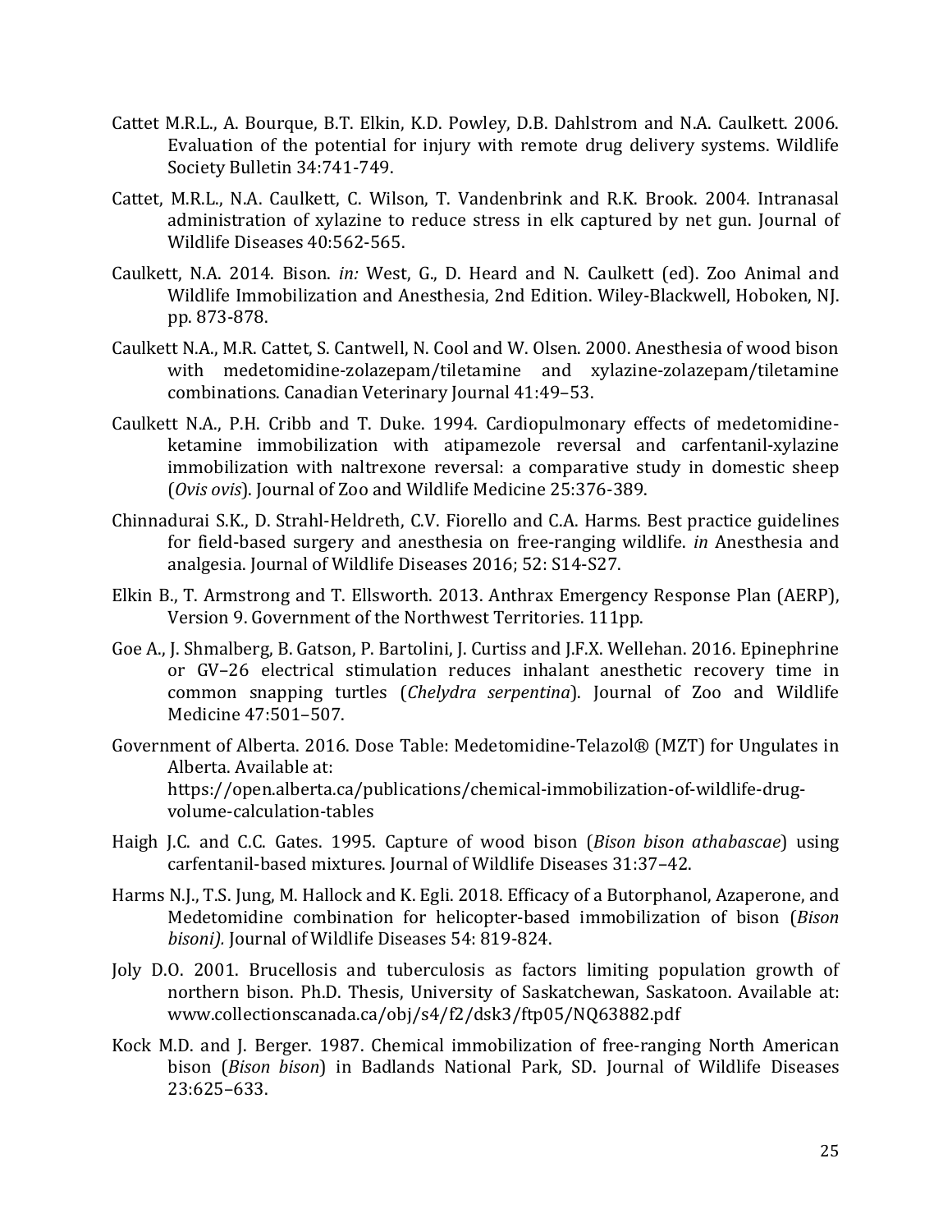Cattet M.R.L., A. Bourque, B.T. Elkin, K.D. Powley, D.B. Dahlstrom and N.A. Caulkett. 2006. Evaluation of the potential for injury with remote drug delivery systems. Wildlife Society Bulletin 34:741-749.

Cattet, M.R.L., N.A. Caulkett, C. Wilson, T. Vandenbrink and R.K. Brook. 2004. Intranasal administration of xylazine to reduce stress in elk captured by net gun. Journal of Wildlife Diseases 40:562-565.

Caulkett, N.A. 2014. Bison. *in:* West, G., D. Heard and N. Caulkett (ed). Zoo Animal and Wildlife Immobilization and Anesthesia, 2nd Edition. Wiley-Blackwell, Hoboken, NJ. pp. 873-878.

Caulkett N.A., M.R. Cattet, S. Cantwell, N. Cool and W. Olsen. 2000. Anesthesia of wood bison with medetomidine-zolazepam/tiletamine and xylazine-zolazepam/tiletamine combinations. Canadian Veterinary Journal 41:49–53.

Caulkett N.A., P.H. Cribb and T. Duke. 1994. Cardiopulmonary effects of medetomidine-ketamine immobilization with atipamezole reversal and carfentanil-xylazine immobilization with naltrexone reversal: a comparative study in domestic sheep (*Ovis ovis*). Journal of Zoo and Wildlife Medicine 25:376-389.

Chinnadurai S.K., D. Strahl-Heldreth, C.V. Fiorello and C.A. Harms. Best practice guidelines for field-based surgery and anesthesia on free-ranging wildlife. *in* Anesthesia and analgesia. Journal of Wildlife Diseases 2016; 52: S14-S27.

Elkin B., T. Armstrong and T. Ellsworth. 2013. Anthrax Emergency Response Plan (AERP), Version 9. Government of the Northwest Territories. 111pp.

Goe A., J. Shmalberg, B. Gatson, P. Bartolini, J. Curtiss and J.F.X. Wellehan. 2016. Epinephrine or GV–26 electrical stimulation reduces inhalant anesthetic recovery time in common snapping turtles (*Chelydra serpentina*). Journal of Zoo and Wildlife Medicine 47:501–507.

Government of Alberta. 2016. Dose Table: Medetomidine-Telazol® (MZT) for Ungulates in Alberta. Available at: https://open.alberta.ca/publications/chemical-immobilization-of-wildlife-drug-volume-calculation-tables

Haigh J.C. and C.C. Gates. 1995. Capture of wood bison (*Bison bison athabascae*) using carfentanil-based mixtures. Journal of Wildlife Diseases 31:37–42.

Harms N.J., T.S. Jung, M. Hallock and K. Egli. 2018. Efficacy of a Butorphanol, Azaperone, and Medetomidine combination for helicopter-based immobilization of bison (*Bison bisoni).* Journal of Wildlife Diseases 54: 819-824.

Joly D.O. 2001. Brucellosis and tuberculosis as factors limiting population growth of northern bison. Ph.D. Thesis, University of Saskatchewan, Saskatoon. Available at: www.collectionscanada.ca/obj/s4/f2/dsk3/ftp05/NQ63882.pdf

Kock M.D. and J. Berger. 1987. Chemical immobilization of free-ranging North American bison (*Bison bison*) in Badlands National Park, SD. Journal of Wildlife Diseases 23:625–633.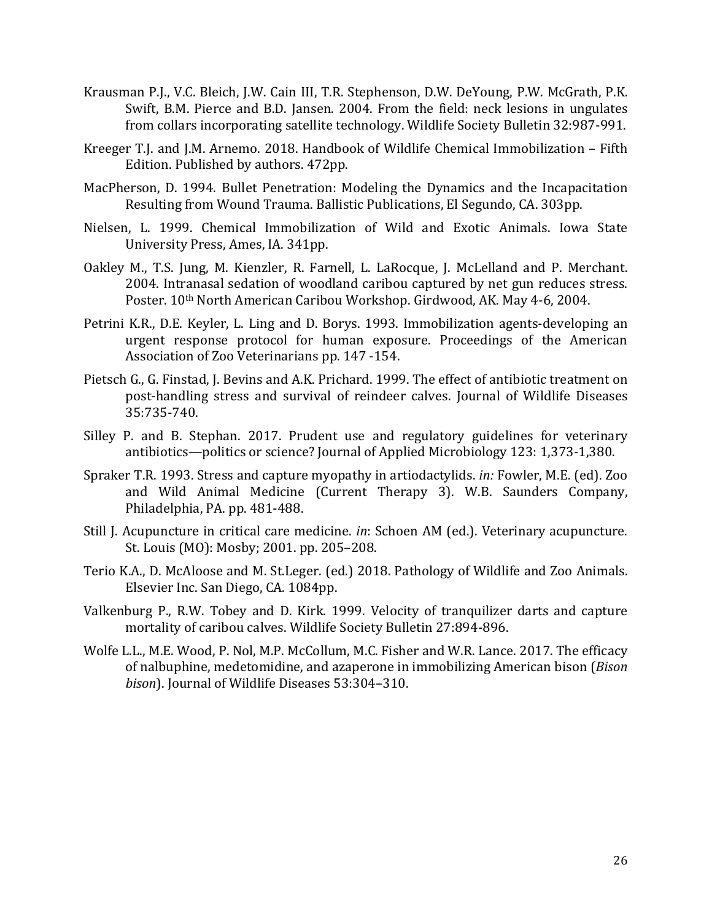Krausman P.J., V.C. Bleich, J.W. Cain III, T.R. Stephenson, D.W. DeYoung, P.W. McGrath, P.K. Swift, B.M. Pierce and B.D. Jansen. 2004. From the field: neck lesions in ungulates from collars incorporating satellite technology. Wildlife Society Bulletin 32:987-991.

Kreeger T.J. and J.M. Arnemo. 2018. Handbook of Wildlife Chemical Immobilization – Fifth Edition. Published by authors. 472pp.

MacPherson, D. 1994. Bullet Penetration: Modeling the Dynamics and the Incapacitation Resulting from Wound Trauma. Ballistic Publications, El Segundo, CA. 303pp.

Nielsen, L. 1999. Chemical Immobilization of Wild and Exotic Animals. Iowa State University Press, Ames, IA. 341pp.

Oakley M., T.S. Jung, M. Kienzler, R. Farnell, L. LaRocque, J. McLelland and P. Merchant. 2004. Intranasal sedation of woodland caribou captured by net gun reduces stress. Poster. 10th North American Caribou Workshop. Girdwood, AK. May 4-6, 2004.

Petrini K.R., D.E. Keyler, L. Ling and D. Borys. 1993. Immobilization agents-developing an urgent response protocol for human exposure. Proceedings of the American Association of Zoo Veterinarians pp. 147 -154.

Pietsch G., G. Finstad, J. Bevins and A.K. Prichard. 1999. The effect of antibiotic treatment on post-handling stress and survival of reindeer calves. Journal of Wildlife Diseases 35:735-740.

Silley P. and B. Stephan. 2017. Prudent use and regulatory guidelines for veterinary antibiotics—politics or science? Journal of Applied Microbiology 123: 1,373-1,380.

Spraker T.R. 1993. Stress and capture myopathy in artiodactylids. *in:* Fowler, M.E. (ed). Zoo and Wild Animal Medicine (Current Therapy 3). W.B. Saunders Company, Philadelphia, PA. pp. 481-488.

Still J. Acupuncture in critical care medicine. *in*: Schoen AM (ed.). Veterinary acupuncture. St. Louis (MO): Mosby; 2001. pp. 205–208.

Terio K.A., D. McAloose and M. St.Leger. (ed.) 2018. Pathology of Wildlife and Zoo Animals. Elsevier Inc. San Diego, CA. 1084pp.

Valkenburg P., R.W. Tobey and D. Kirk. 1999. Velocity of tranquilizer darts and capture mortality of caribou calves. Wildlife Society Bulletin 27:894-896.

Wolfe L.L., M.E. Wood, P. Nol, M.P. McCollum, M.C. Fisher and W.R. Lance. 2017. The efficacy of nalbuphine, medetomidine, and azaperone in immobilizing American bison (*Bison bison*). Journal of Wildlife Diseases 53:304–310.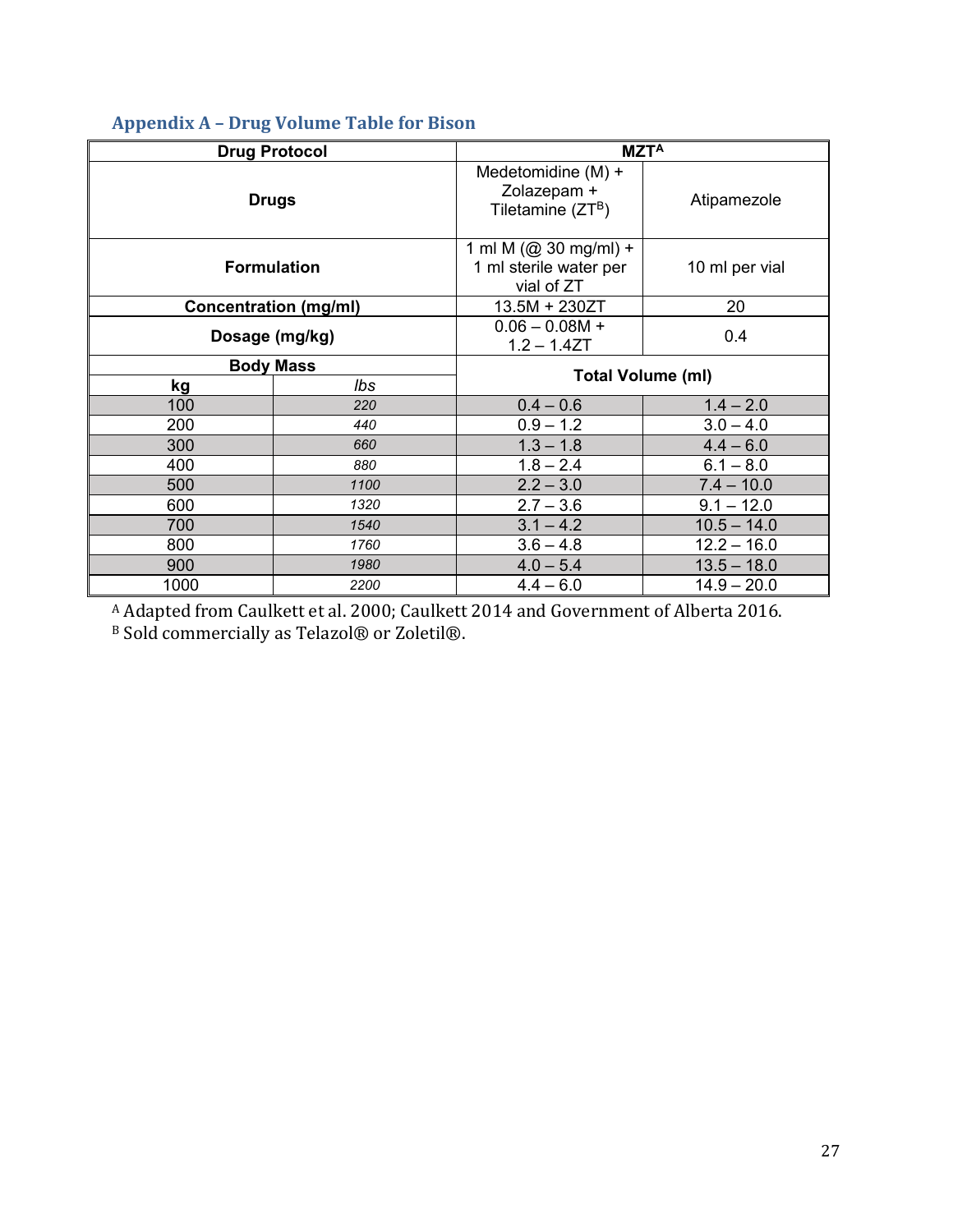## Appendix A – Drug Volume Table for Bison

| Drug Protocol | | MZT[A] | |
|---|---|---|---|
| Drugs | | Medetomidine (M) + Zolazepam + Tiletamine (ZT[B]) | Atipamezole |
| Formulation | | 1 ml M (@ 30 mg/ml) + 1 ml sterile water per vial of ZT | 10 ml per vial |
| Concentration (mg/ml) | | 13.5M + 230ZT | 20 |
| Dosage (mg/kg) | | 0.06 – 0.08M + 1.2 – 1.4ZT | 0.4 |
| Body Mass | | Total Volume (ml) | |
| kg | *lbs* | | |
| 100 | *220* | 0.4 – 0.6 | 1.4 – 2.0 |
| 200 | *440* | 0.9 – 1.2 | 3.0 – 4.0 |
| 300 | *660* | 1.3 – 1.8 | 4.4 – 6.0 |
| 400 | *880* | 1.8 – 2.4 | 6.1 – 8.0 |
| 500 | *1100* | 2.2 – 3.0 | 7.4 – 10.0 |
| 600 | *1320* | 2.7 – 3.6 | 9.1 – 12.0 |
| 700 | *1540* | 3.1 – 4.2 | 10.5 – 14.0 |
| 800 | *1760* | 3.6 – 4.8 | 12.2 – 16.0 |
| 900 | *1980* | 4.0 – 5.4 | 13.5 – 18.0 |
| 1000 | *2200* | 4.4 – 6.0 | 14.9 – 20.0 |

[A] Adapted from Caulkett et al. 2000; Caulkett 2014 and Government of Alberta 2016.
[B] Sold commercially as Telazol® or Zoletil®.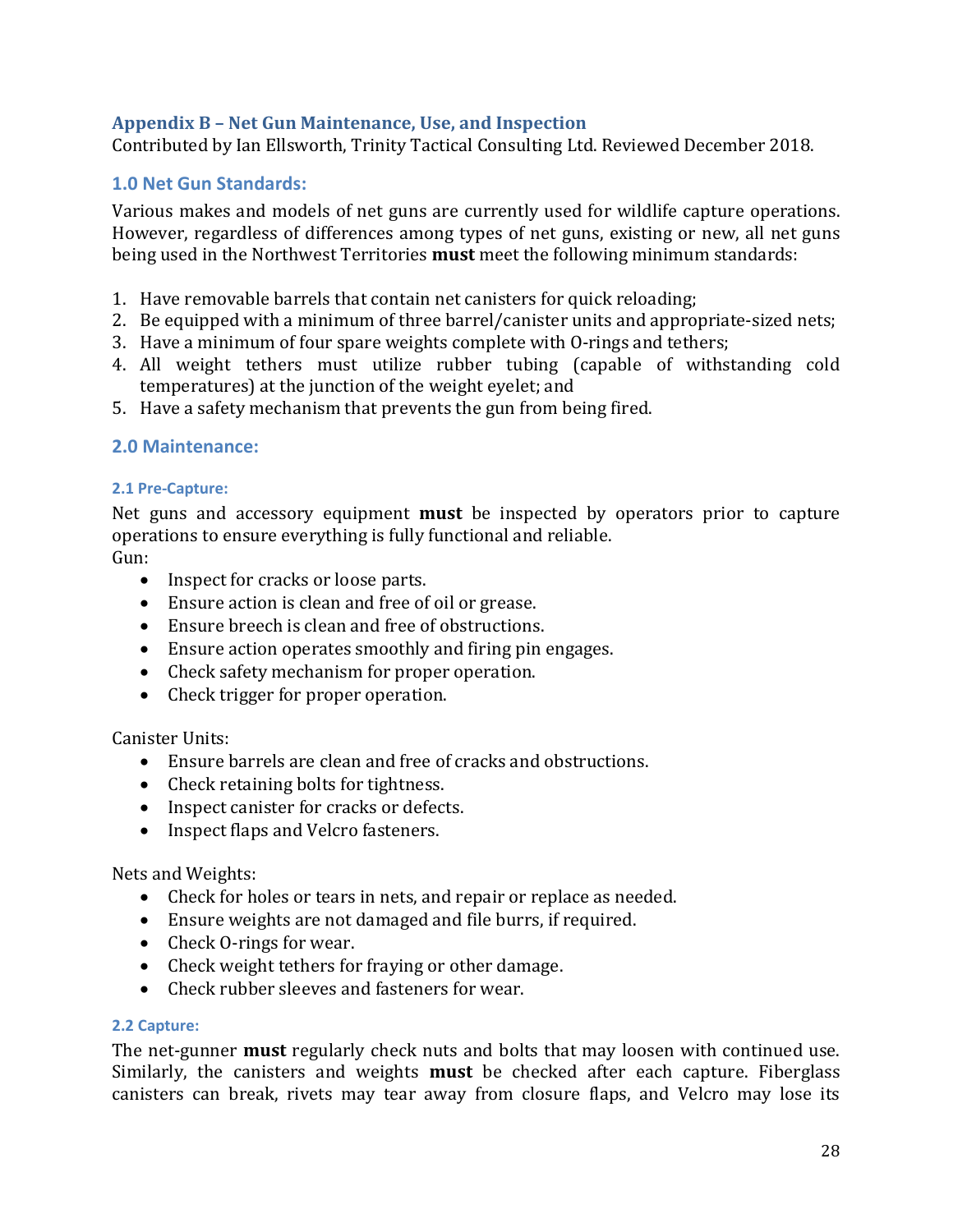## Appendix B – Net Gun Maintenance, Use, and Inspection

Contributed by Ian Ellsworth, Trinity Tactical Consulting Ltd. Reviewed December 2018.

### 1.0 Net Gun Standards:

Various makes and models of net guns are currently used for wildlife capture operations. However, regardless of differences among types of net guns, existing or new, all net guns being used in the Northwest Territories **must** meet the following minimum standards:

1. Have removable barrels that contain net canisters for quick reloading;
2. Be equipped with a minimum of three barrel/canister units and appropriate-sized nets;
3. Have a minimum of four spare weights complete with O-rings and tethers;
4. All weight tethers must utilize rubber tubing (capable of withstanding cold temperatures) at the junction of the weight eyelet; and
5. Have a safety mechanism that prevents the gun from being fired.

### 2.0 Maintenance:

#### 2.1 Pre-Capture:

Net guns and accessory equipment **must** be inspected by operators prior to capture operations to ensure everything is fully functional and reliable.

Gun:

- Inspect for cracks or loose parts.
- Ensure action is clean and free of oil or grease.
- Ensure breech is clean and free of obstructions.
- Ensure action operates smoothly and firing pin engages.
- Check safety mechanism for proper operation.
- Check trigger for proper operation.

Canister Units:

- Ensure barrels are clean and free of cracks and obstructions.
- Check retaining bolts for tightness.
- Inspect canister for cracks or defects.
- Inspect flaps and Velcro fasteners.

Nets and Weights:

- Check for holes or tears in nets, and repair or replace as needed.
- Ensure weights are not damaged and file burrs, if required.
- Check O-rings for wear.
- Check weight tethers for fraying or other damage.
- Check rubber sleeves and fasteners for wear.

#### 2.2 Capture:

The net-gunner **must** regularly check nuts and bolts that may loosen with continued use. Similarly, the canisters and weights **must** be checked after each capture. Fiberglass canisters can break, rivets may tear away from closure flaps, and Velcro may lose its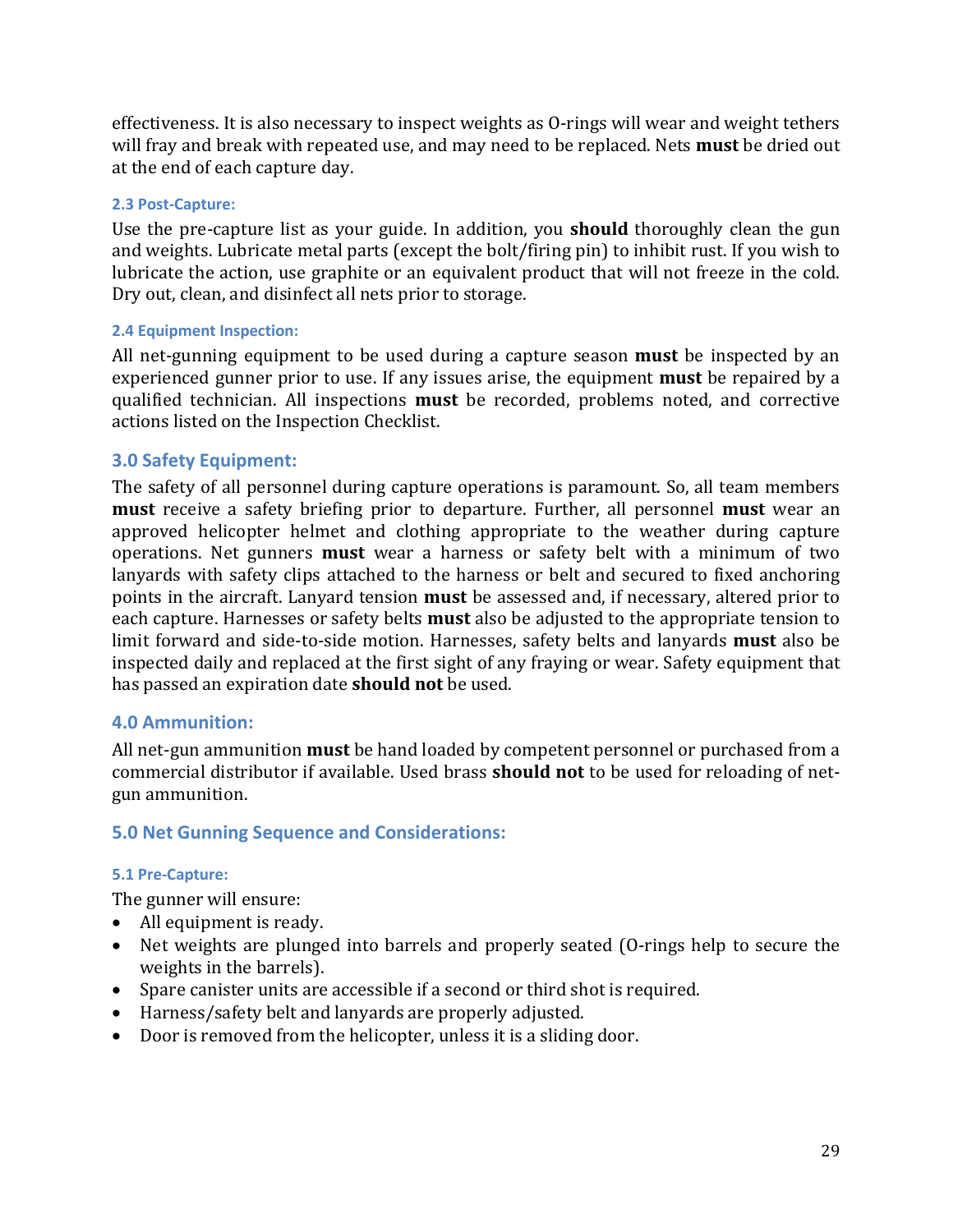effectiveness. It is also necessary to inspect weights as O-rings will wear and weight tethers will fray and break with repeated use, and may need to be replaced. Nets **must** be dried out at the end of each capture day.

### 2.3 Post-Capture:

Use the pre-capture list as your guide. In addition, you **should** thoroughly clean the gun and weights. Lubricate metal parts (except the bolt/firing pin) to inhibit rust. If you wish to lubricate the action, use graphite or an equivalent product that will not freeze in the cold. Dry out, clean, and disinfect all nets prior to storage.

### 2.4 Equipment Inspection:

All net-gunning equipment to be used during a capture season **must** be inspected by an experienced gunner prior to use. If any issues arise, the equipment **must** be repaired by a qualified technician. All inspections **must** be recorded, problems noted, and corrective actions listed on the Inspection Checklist.

## 3.0 Safety Equipment:

The safety of all personnel during capture operations is paramount. So, all team members **must** receive a safety briefing prior to departure. Further, all personnel **must** wear an approved helicopter helmet and clothing appropriate to the weather during capture operations. Net gunners **must** wear a harness or safety belt with a minimum of two lanyards with safety clips attached to the harness or belt and secured to fixed anchoring points in the aircraft. Lanyard tension **must** be assessed and, if necessary, altered prior to each capture. Harnesses or safety belts **must** also be adjusted to the appropriate tension to limit forward and side-to-side motion. Harnesses, safety belts and lanyards **must** also be inspected daily and replaced at the first sight of any fraying or wear. Safety equipment that has passed an expiration date **should not** be used.

## 4.0 Ammunition:

All net-gun ammunition **must** be hand loaded by competent personnel or purchased from a commercial distributor if available. Used brass **should not** to be used for reloading of net-gun ammunition.

## 5.0 Net Gunning Sequence and Considerations:

### 5.1 Pre-Capture:

The gunner will ensure:

- All equipment is ready.
- Net weights are plunged into barrels and properly seated (O-rings help to secure the weights in the barrels).
- Spare canister units are accessible if a second or third shot is required.
- Harness/safety belt and lanyards are properly adjusted.
- Door is removed from the helicopter, unless it is a sliding door.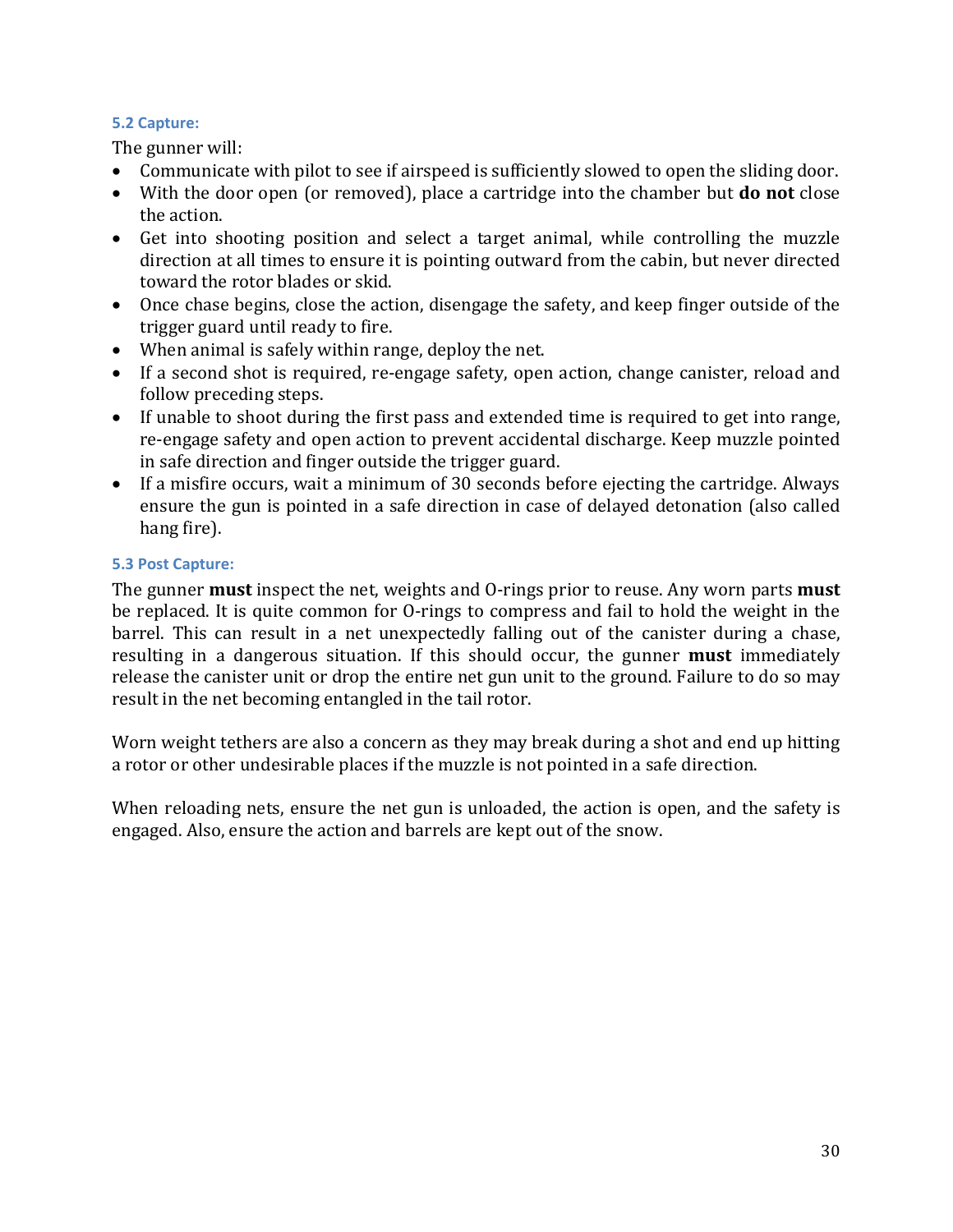### 5.2 Capture:

The gunner will:

- Communicate with pilot to see if airspeed is sufficiently slowed to open the sliding door.
- With the door open (or removed), place a cartridge into the chamber but **do not** close the action.
- Get into shooting position and select a target animal, while controlling the muzzle direction at all times to ensure it is pointing outward from the cabin, but never directed toward the rotor blades or skid.
- Once chase begins, close the action, disengage the safety, and keep finger outside of the trigger guard until ready to fire.
- When animal is safely within range, deploy the net.
- If a second shot is required, re-engage safety, open action, change canister, reload and follow preceding steps.
- If unable to shoot during the first pass and extended time is required to get into range, re-engage safety and open action to prevent accidental discharge. Keep muzzle pointed in safe direction and finger outside the trigger guard.
- If a misfire occurs, wait a minimum of 30 seconds before ejecting the cartridge. Always ensure the gun is pointed in a safe direction in case of delayed detonation (also called hang fire).

### 5.3 Post Capture:

The gunner **must** inspect the net, weights and O-rings prior to reuse. Any worn parts **must** be replaced. It is quite common for O-rings to compress and fail to hold the weight in the barrel. This can result in a net unexpectedly falling out of the canister during a chase, resulting in a dangerous situation. If this should occur, the gunner **must** immediately release the canister unit or drop the entire net gun unit to the ground. Failure to do so may result in the net becoming entangled in the tail rotor.

Worn weight tethers are also a concern as they may break during a shot and end up hitting a rotor or other undesirable places if the muzzle is not pointed in a safe direction.

When reloading nets, ensure the net gun is unloaded, the action is open, and the safety is engaged. Also, ensure the action and barrels are kept out of the snow.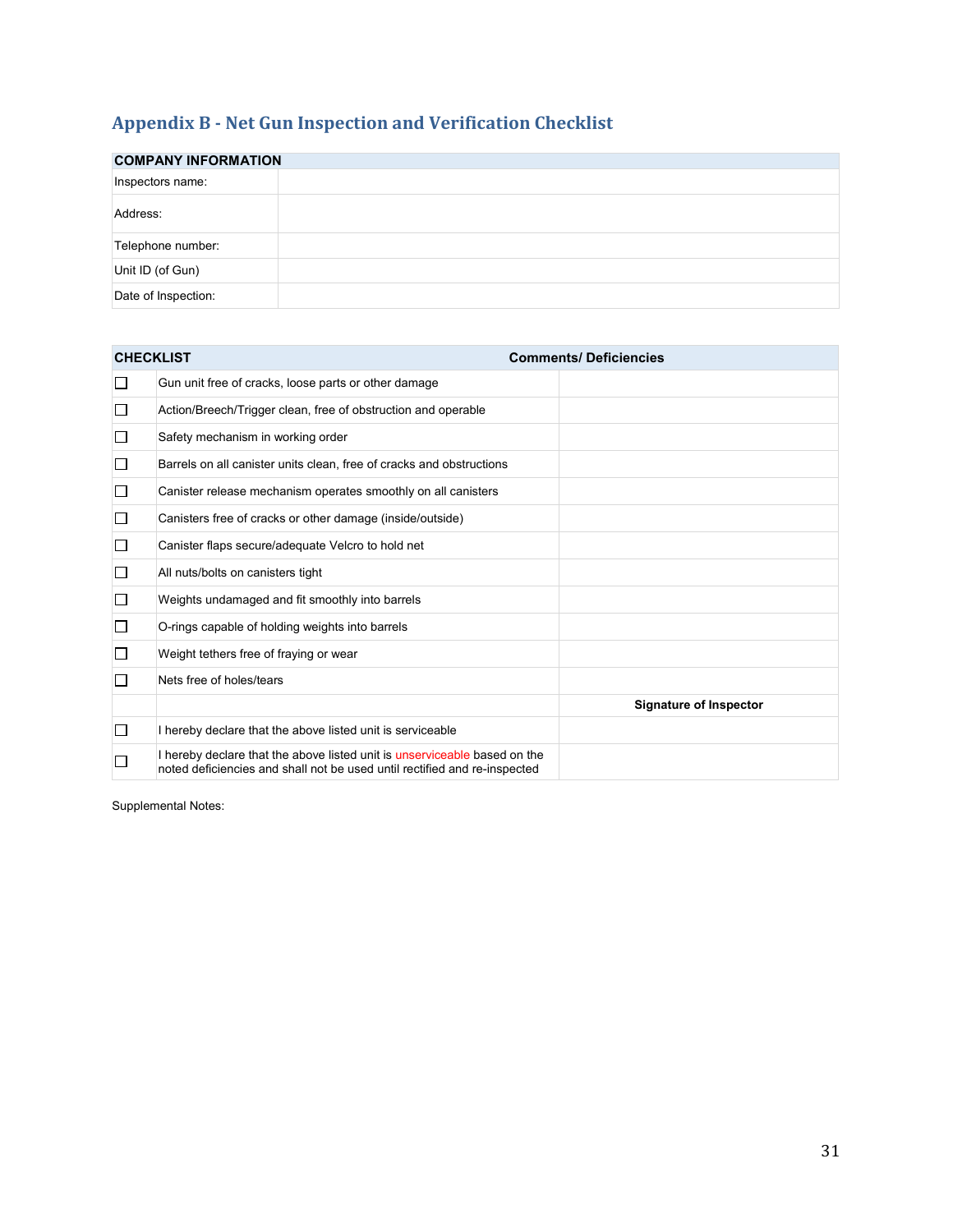## Appendix B - Net Gun Inspection and Verification Checklist

| COMPANY INFORMATION | |
|---|---|
| Inspectors name: | |
| Address: | |
| Telephone number: | |
| Unit ID (of Gun) | |
| Date of Inspection: | |

| CHECKLIST | | Comments/ Deficiencies |
|---|---|---|
| ☐ | Gun unit free of cracks, loose parts or other damage | |
| ☐ | Action/Breech/Trigger clean, free of obstruction and operable | |
| ☐ | Safety mechanism in working order | |
| ☐ | Barrels on all canister units clean, free of cracks and obstructions | |
| ☐ | Canister release mechanism operates smoothly on all canisters | |
| ☐ | Canisters free of cracks or other damage (inside/outside) | |
| ☐ | Canister flaps secure/adequate Velcro to hold net | |
| ☐ | All nuts/bolts on canisters tight | |
| ☐ | Weights undamaged and fit smoothly into barrels | |
| ☐ | O-rings capable of holding weights into barrels | |
| ☐ | Weight tethers free of fraying or wear | |
| ☐ | Nets free of holes/tears | |
| | | **Signature of Inspector** |
| ☐ | I hereby declare that the above listed unit is serviceable | |
| ☐ | I hereby declare that the above listed unit is unserviceable based on the noted deficiencies and shall not be used until rectified and re-inspected | |

Supplemental Notes: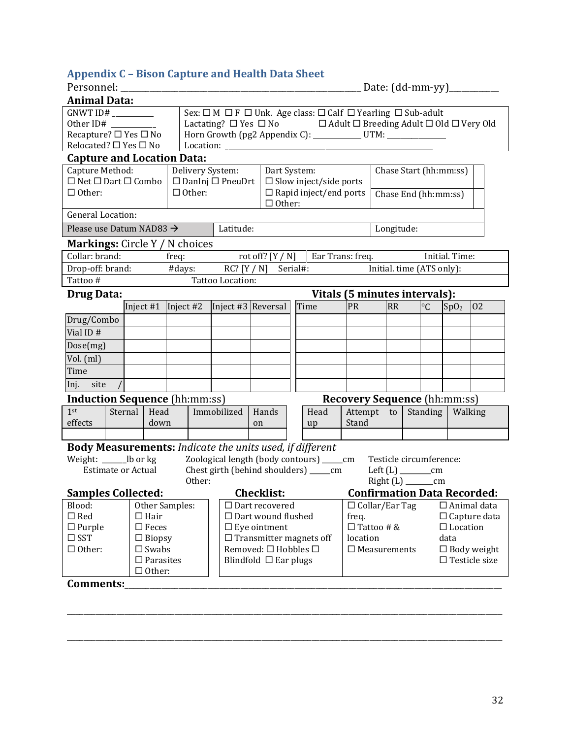## Appendix C – Bison Capture and Health Data Sheet

Personnel: ______________________________________________ Date: (dd-mm-yy)__________

### Animal Data:

| | |
|---|---|
| GNWT ID# __________<br>Other ID# ___________<br>Recapture? ☐ Yes ☐ No<br>Relocated? ☐ Yes ☐ No | Sex: ☐ M ☐ F ☐ Unk. Age class: ☐ Calf ☐ Yearling ☐ Sub-adult<br>Lactating? ☐ Yes ☐ No ☐ Adult ☐ Breeding Adult ☐ Old ☐ Very Old<br>Horn Growth (pg2 Appendix C): ___________ UTM: _____________<br>Location: ______________________________________________ |

### Capture and Location Data:

| Capture Method: ☐ Net ☐ Dart ☐ Combo ☐ Other: | Delivery System: ☐ DanInj ☐ PneuDrt ☐ Other: | | Dart System: ☐ Slow inject/side ports ☐ Rapid inject/end ports ☐ Other: | Chase Start (hh:mm:ss) | |
|---|---|---|---|---|---|
| | | | | Chase End (hh:mm:ss) | |
| General Location: | | | | | |
| Please use Datum NAD83 → | | Latitude: | | Longitude: | |

**Markings:** Circle Y / N choices

| | | | |
|---|---|---|---|
| Collar: brand: | freq: | rot off? [Y / N] | Ear Trans: freq. Initial. Time: |
| Drop-off: brand: | #days: | RC? [Y / N] | Serial#: Initial. time (ATS only): |
| Tattoo # | Tattoo Location: | | |

### Drug Data:

| | Inject #1 | Inject #2 | Inject #3 | Reversal |
|---|---|---|---|---|
| Drug/Combo | | | | |
| Vial ID # | | | | |
| Dose(mg) | | | | |
| Vol. (ml) | | | | |
| Time | | | | |
| Inj. site / | | | | |

### Vitals (5 minutes intervals):

| Time | PR | RR | °C | $SpO_2$ | O2 |
|---|---|---|---|---|---|
| | | | | | |
| | | | | | |
| | | | | | |
| | | | | | |
| | | | | | |
| | | | | | |

### Induction Sequence (hh:mm:ss)

| 1st effects | Sternal | Head down | Immobilized | Hands on |
|---|---|---|---|---|
| | | | | |

### Recovery Sequence (hh:mm:ss)

| Head up | Attempt to Stand | Standing | Walking |
|---|---|---|---|
| | | | |

**Body Measurements:** *Indicate the units used, if different*

Weight: ______lb or kg
Estimate or Actual

Zoological length (body contours) _____cm
Chest girth (behind shoulders) _____cm
Other:

Testicle circumference:
Left (L) _______cm
Right (L) _______cm

| Samples Collected: | | Checklist: | Confirmation Data Recorded: | |
|---|---|---|---|---|
| Blood:<br>☐ Red<br>☐ Purple<br>☐ SST<br>☐ Other: | Other Samples:<br>☐ Hair<br>☐ Feces<br>☐ Biopsy<br>☐ Swabs<br>☐ Parasites<br>☐ Other: | ☐ Dart recovered<br>☐ Dart wound flushed<br>☐ Eye ointment<br>☐ Transmitter magnets off<br>Removed: ☐ Hobbles ☐ Blindfold ☐ Ear plugs | ☐ Collar/Ear Tag freq.<br>☐ Tattoo # & location<br>☐ Measurements | ☐ Animal data<br>☐ Capture data<br>☐ Location data<br>☐ Body weight<br>☐ Testicle size |

**Comments:**_____________________________________________________________________________

_____________________________________________________________________________________

_____________________________________________________________________________________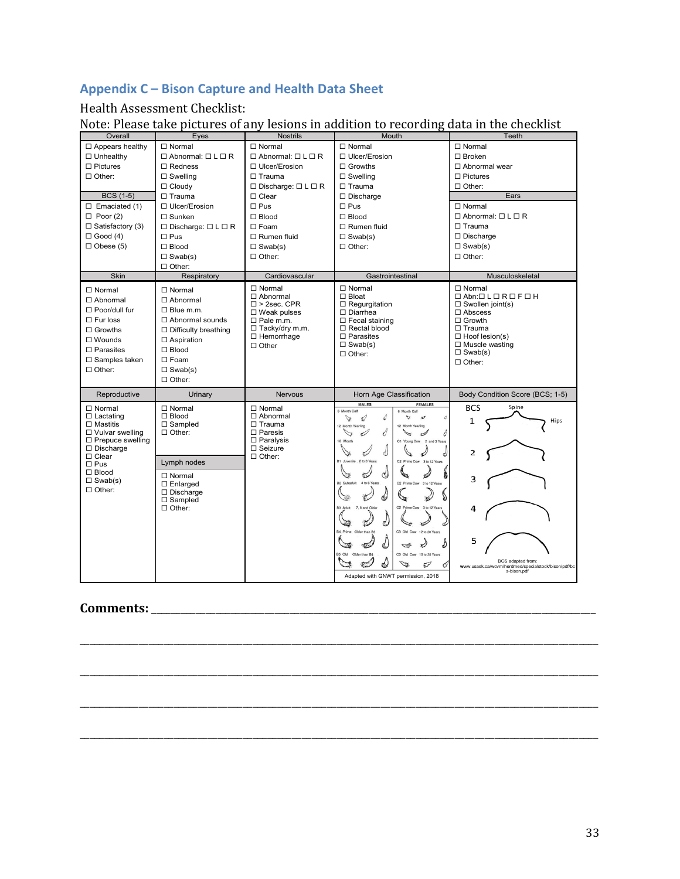## Appendix C – Bison Capture and Health Data Sheet

Health Assessment Checklist:

Note: Please take pictures of any lesions in addition to recording data in the checklist

| Overall | Eyes | Nostrils | Mouth | Teeth |
|---|---|---|---|---|
| ☐ Appears healthy<br>☐ Unhealthy<br>☐ Pictures<br>☐ Other: | ☐ Normal<br>☐ Abnormal: ☐ L ☐ R<br>☐ Redness<br>☐ Swelling<br>☐ Cloudy<br>☐ Trauma<br>☐ Ulcer/Erosion<br>☐ Sunken<br>☐ Discharge: ☐ L ☐ R<br>☐ Pus<br>☐ Blood<br>☐ Swab(s)<br>☐ Other: | ☐ Normal<br>☐ Abnormal: ☐ L ☐ R<br>☐ Ulcer/Erosion<br>☐ Trauma<br>☐ Discharge: ☐ L ☐ R<br>☐ Clear<br>☐ Pus<br>☐ Blood<br>☐ Foam<br>☐ Rumen fluid<br>☐ Swab(s)<br>☐ Other: | ☐ Normal<br>☐ Ulcer/Erosion<br>☐ Growths<br>☐ Swelling<br>☐ Trauma<br>☐ Discharge<br>☐ Pus<br>☐ Blood<br>☐ Rumen fluid<br>☐ Swab(s)<br>☐ Other: | ☐ Normal<br>☐ Broken<br>☐ Abnormal wear<br>☐ Pictures<br>☐ Other: |
| **BCS (1-5)** | | | | **Ears** |
| ☐ Emaciated (1)<br>☐ Poor (2)<br>☐ Satisfactory (3)<br>☐ Good (4)<br>☐ Obese (5) | | | | ☐ Normal<br>☐ Abnormal: ☐ L ☐ R<br>☐ Trauma<br>☐ Discharge<br>☐ Swab(s)<br>☐ Other: |
| **Skin** | **Respiratory** | **Cardiovascular** | **Gastrointestinal** | **Musculoskeletal** |
| ☐ Normal<br>☐ Abnormal<br>☐ Poor/dull fur<br>☐ Fur loss<br>☐ Growths<br>☐ Wounds<br>☐ Parasites<br>☐ Samples taken<br>☐ Other: | ☐ Normal<br>☐ Abnormal<br>☐ Blue m.m.<br>☐ Abnormal sounds<br>☐ Difficulty breathing<br>☐ Aspiration<br>☐ Blood<br>☐ Foam<br>☐ Swab(s)<br>☐ Other: | ☐ Normal<br>☐ Abnormal<br>☐ > 2sec. CPR<br>☐ Weak pulses<br>☐ Pale m.m.<br>☐ Tacky/dry m.m.<br>☐ Hemorrhage<br>☐ Other | ☐ Normal<br>☐ Bloat<br>☐ Regurgitation<br>☐ Diarrhea<br>☐ Fecal staining<br>☐ Rectal blood<br>☐ Parasites<br>☐ Swab(s)<br>☐ Other: | ☐ Normal<br>☐ Abn:☐ L ☐ R ☐ F ☐ H<br>☐ Swollen joint(s)<br>☐ Abscess<br>☐ Growth<br>☐ Trauma<br>☐ Hoof lesion(s)<br>☐ Muscle wasting<br>☐ Swab(s)<br>☐ Other: |
| **Reproductive** | **Urinary** | **Nervous** | **Horn Age Classification** | **Body Condition Score (BCS; 1-5)** |
| ☐ Normal<br>☐ Lactating<br>☐ Mastitis<br>☐ Vulvar swelling<br>☐ Prepuce swelling<br>☐ Discharge<br>☐ Clear<br>☐ Pus<br>☐ Blood<br>☐ Swab(s)<br>☐ Other: | ☐ Normal<br>☐ Blood<br>☐ Sampled<br>☐ Other:<br><br>**Lymph nodes**<br>☐ Normal<br>☐ Enlarged<br>☐ Discharge<br>☐ Sampled<br>☐ Other: | ☐ Normal<br>☐ Abnormal<br>☐ Trauma<br>☐ Paresis<br>☐ Paralysis<br>☐ Seizure<br>☐ Other: | MALES: 6 Month Calf; 12 Month Yearling; 18 Month; B1 Juvenile 2 to 3 Years; B2 Subadult 4 to 6 Years; B3 Adult 7, 8 and Older; B4 Prime Older than B3; B5 Old Older than B4<br>FEMALES: 6 Month Calf; 12 Month Yearling; C1 Young Cow 2 and 3 Years; C2 Prime Cow 3 to 12 Years; C2 Prime Cow 3 to 12 Years; C2 Prime Cow 3 to 12 Years; C3 Old Cow 12 to 20 Years; C3 Old Cow 15 to 25 Years<br>Adapted with GNWT permission, 2018 | BCS 1–5 (Spine, Hips)<br>BCS adapted from: www.usask.ca/wcvm/herdmed/specialstock/bison/pdf/bcs-bison.pdf |

**Comments:** ______________________________________________________________

______________________________________________________________________

______________________________________________________________________

______________________________________________________________________

______________________________________________________________________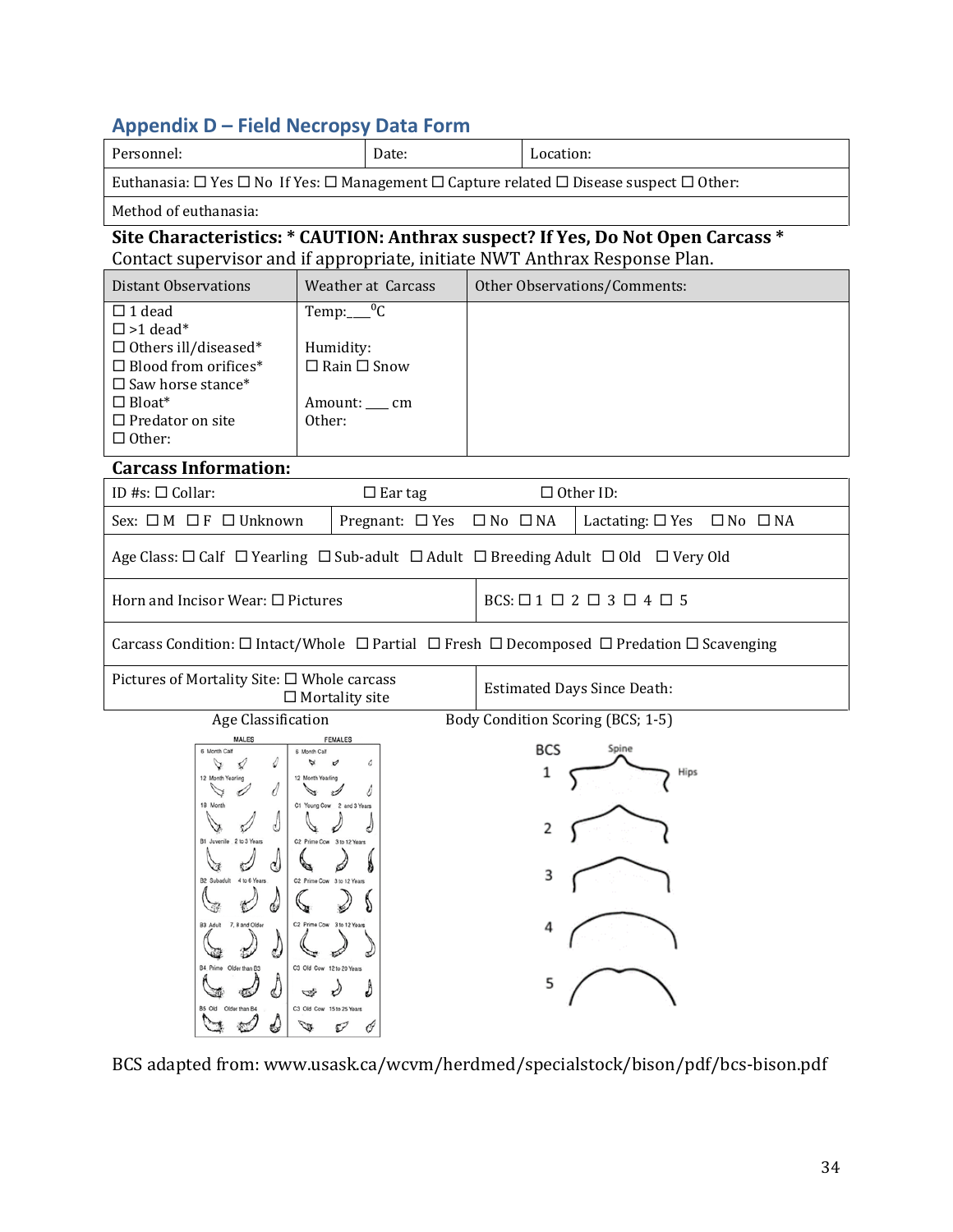## Appendix D – Field Necropsy Data Form

| Personnel: | Date: | Location: |
|---|---|---|
| Euthanasia: ☐ Yes ☐ No If Yes: ☐ Management ☐ Capture related ☐ Disease suspect ☐ Other: | | |
| Method of euthanasia: | | |

**Site Characteristics: * CAUTION: Anthrax suspect? If Yes, Do Not Open Carcass ***
Contact supervisor and if appropriate, initiate NWT Anthrax Response Plan.

| Distant Observations | Weather at Carcass | Other Observations/Comments: |
|---|---|---|
| ☐ 1 dead<br>☐ >1 dead*<br>☐ Others ill/diseased*<br>☐ Blood from orifices*<br>☐ Saw horse stance*<br>☐ Bloat*<br>☐ Predator on site<br>☐ Other: | Temp:___$^0$C<br><br>Humidity:<br>☐ Rain ☐ Snow<br><br>Amount: ___ cm<br>Other: | |

**Carcass Information:**

| ID #s: ☐ Collar: | ☐ Ear tag | ☐ Other ID: |
|---|---|---|
| Sex: ☐ M ☐ F ☐ Unknown | Pregnant: ☐ Yes ☐ No ☐ NA | Lactating: ☐ Yes ☐ No ☐ NA |
| Age Class: ☐ Calf ☐ Yearling ☐ Sub-adult ☐ Adult ☐ Breeding Adult ☐ Old ☐ Very Old | | |
| Horn and Incisor Wear: ☐ Pictures | BCS: ☐ 1 ☐ 2 ☐ 3 ☐ 4 ☐ 5 | |
| Carcass Condition: ☐ Intact/Whole ☐ Partial ☐ Fresh ☐ Decomposed ☐ Predation ☐ Scavenging | | |
| Pictures of Mortality Site: ☐ Whole carcass ☐ Mortality site | Estimated Days Since Death: | |

Age Classification

| MALES | FEMALES |
|---|---|
| 6 Month Calf | 6 Month Calf |
| 12 Month Yearling | 12 Month Yearling |
| 18 Month | C1 Young Cow 2 and 3 Years |
| B1 Juvenile 2 to 3 Years | C2 Prime Cow 3 to 12 Years |
| B2 Subadult 4 to 6 Years | C2 Prime Cow 3 to 12 Years |
| B3 Adult 7, 8 and Older | C2 Prime Cow 3 to 12 Years |
| B4 Prime Older than B3 | C3 Old Cow 12 to 20 Years |
| B5 Old Older than B4 | C3 Old Cow 15 to 25 Years |

Body Condition Scoring (BCS; 1-5)

BCS 1, 2, 3, 4, 5 (Spine, Hips)

BCS adapted from: www.usask.ca/wcvm/herdmed/specialstock/bison/pdf/bcs-bison.pdf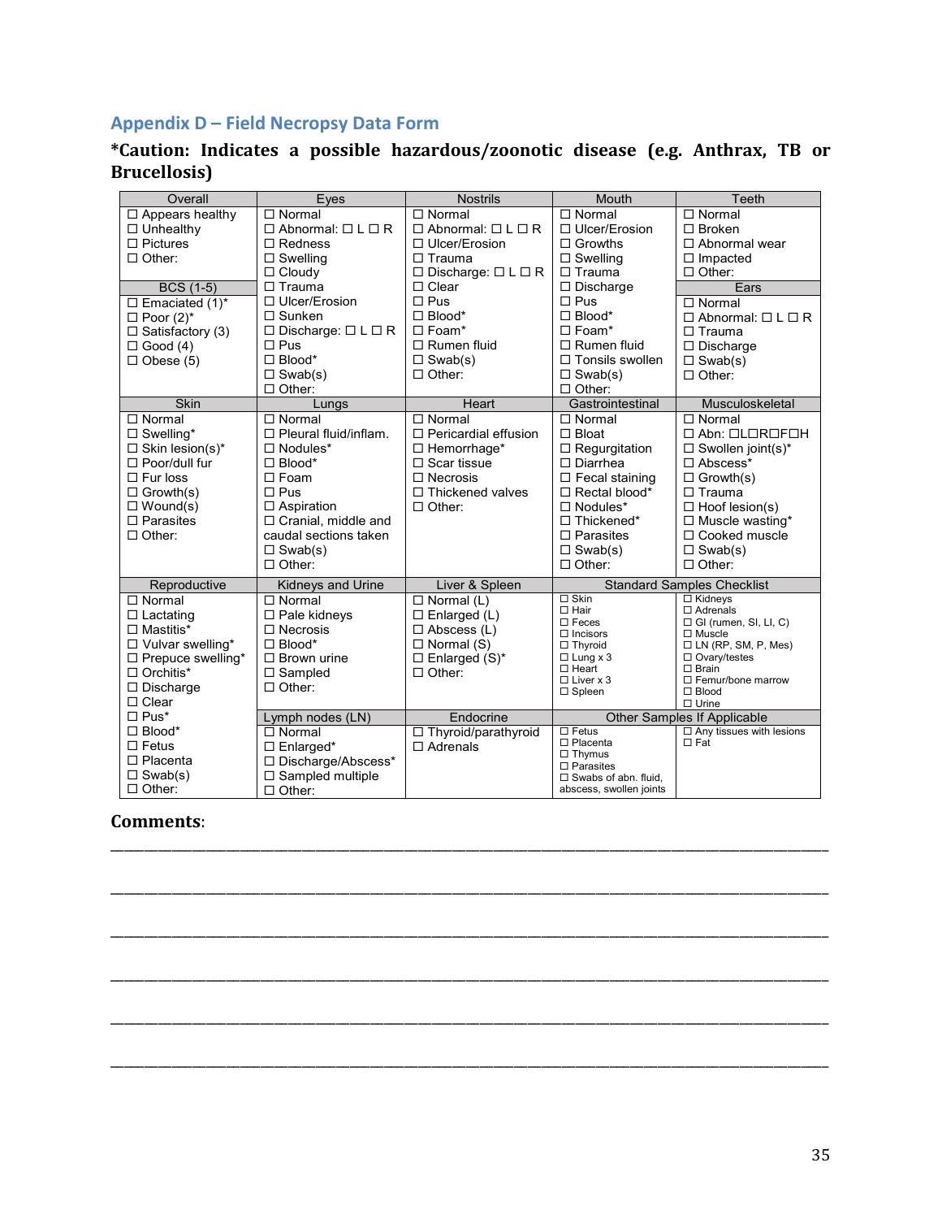## Appendix D – Field Necropsy Data Form

**\*Caution: Indicates a possible hazardous/zoonotic disease (e.g. Anthrax, TB or Brucellosis)**

| Overall | Eyes | Nostrils | Mouth | Teeth |
|---|---|---|---|---|
| ☐ Appears healthy<br>☐ Unhealthy<br>☐ Pictures<br>☐ Other: | ☐ Normal<br>☐ Abnormal: ☐ L ☐ R<br>☐ Redness<br>☐ Swelling<br>☐ Cloudy<br>☐ Trauma<br>☐ Ulcer/Erosion<br>☐ Sunken<br>☐ Discharge: ☐ L ☐ R<br>☐ Pus<br>☐ Blood*<br>☐ Swab(s)<br>☐ Other: | ☐ Normal<br>☐ Abnormal: ☐ L ☐ R<br>☐ Ulcer/Erosion<br>☐ Trauma<br>☐ Discharge: ☐ L ☐ R<br>☐ Clear<br>☐ Pus<br>☐ Blood*<br>☐ Foam*<br>☐ Rumen fluid<br>☐ Swab(s)<br>☐ Other: | ☐ Normal<br>☐ Ulcer/Erosion<br>☐ Growths<br>☐ Swelling<br>☐ Trauma<br>☐ Discharge<br>☐ Pus<br>☐ Blood*<br>☐ Foam*<br>☐ Rumen fluid<br>☐ Tonsils swollen<br>☐ Swab(s)<br>☐ Other: | ☐ Normal<br>☐ Broken<br>☐ Abnormal wear<br>☐ Impacted<br>☐ Other: |
| **BCS (1-5)** | | | | **Ears** |
| ☐ Emaciated (1)*<br>☐ Poor (2)*<br>☐ Satisfactory (3)<br>☐ Good (4)<br>☐ Obese (5) | | | | ☐ Normal<br>☐ Abnormal: ☐ L ☐ R<br>☐ Trauma<br>☐ Discharge<br>☐ Swab(s)<br>☐ Other: |
| **Skin** | **Lungs** | **Heart** | **Gastrointestinal** | **Musculoskeletal** |
| ☐ Normal<br>☐ Swelling*<br>☐ Skin lesion(s)*<br>☐ Poor/dull fur<br>☐ Fur loss<br>☐ Growth(s)<br>☐ Wound(s)<br>☐ Parasites<br>☐ Other: | ☐ Normal<br>☐ Pleural fluid/inflam.<br>☐ Nodules*<br>☐ Blood*<br>☐ Foam<br>☐ Pus<br>☐ Aspiration<br>☐ Cranial, middle and caudal sections taken<br>☐ Swab(s)<br>☐ Other: | ☐ Normal<br>☐ Pericardial effusion<br>☐ Hemorrhage*<br>☐ Scar tissue<br>☐ Necrosis<br>☐ Thickened valves<br>☐ Other: | ☐ Normal<br>☐ Bloat<br>☐ Regurgitation<br>☐ Diarrhea<br>☐ Fecal staining<br>☐ Rectal blood*<br>☐ Nodules*<br>☐ Thickened*<br>☐ Parasites<br>☐ Swab(s)<br>☐ Other: | ☐ Normal<br>☐ Abn: ☐L☐R☐F☐H<br>☐ Swollen joint(s)*<br>☐ Abscess*<br>☐ Growth(s)<br>☐ Trauma<br>☐ Hoof lesion(s)<br>☐ Muscle wasting*<br>☐ Cooked muscle<br>☐ Swab(s)<br>☐ Other: |
| **Reproductive** | **Kidneys and Urine** | **Liver & Spleen** | **Standard Samples Checklist** | |
| ☐ Normal<br>☐ Lactating<br>☐ Mastitis*<br>☐ Vulvar swelling*<br>☐ Prepuce swelling*<br>☐ Orchitis*<br>☐ Discharge<br>☐ Clear<br>☐ Pus*<br>☐ Blood*<br>☐ Fetus<br>☐ Placenta<br>☐ Swab(s)<br>☐ Other: | ☐ Normal<br>☐ Pale kidneys<br>☐ Necrosis<br>☐ Blood*<br>☐ Brown urine<br>☐ Sampled<br>☐ Other: | ☐ Normal (L)<br>☐ Enlarged (L)<br>☐ Abscess (L)<br>☐ Normal (S)<br>☐ Enlarged (S)*<br>☐ Other: | ☐ Skin<br>☐ Hair<br>☐ Feces<br>☐ Incisors<br>☐ Thyroid<br>☐ Lung x 3<br>☐ Heart<br>☐ Liver x 3<br>☐ Spleen | ☐ Kidneys<br>☐ Adrenals<br>☐ GI (rumen, SI, LI, C)<br>☐ Muscle<br>☐ LN (RP, SM, P, Mes)<br>☐ Ovary/testes<br>☐ Brain<br>☐ Femur/bone marrow<br>☐ Blood<br>☐ Urine |
| | **Lymph nodes (LN)** | **Endocrine** | **Other Samples If Applicable** | |
| | ☐ Normal<br>☐ Enlarged*<br>☐ Discharge/Abscess*<br>☐ Sampled multiple<br>☐ Other: | ☐ Thyroid/parathyroid<br>☐ Adrenals | ☐ Fetus<br>☐ Placenta<br>☐ Thymus<br>☐ Parasites<br>☐ Swabs of abn. fluid, abscess, swollen joints | ☐ Any tissues with lesions<br>☐ Fat |

**Comments**:

\_\_\_\_\_\_\_\_\_\_\_\_\_\_\_\_\_\_\_\_\_\_\_\_\_\_\_\_\_\_\_\_\_\_\_\_\_\_\_\_\_\_\_\_\_\_\_\_\_\_\_\_\_\_\_\_\_\_\_\_\_\_\_\_\_\_\_\_\_\_\_\_\_\_\_\_\_\_

\_\_\_\_\_\_\_\_\_\_\_\_\_\_\_\_\_\_\_\_\_\_\_\_\_\_\_\_\_\_\_\_\_\_\_\_\_\_\_\_\_\_\_\_\_\_\_\_\_\_\_\_\_\_\_\_\_\_\_\_\_\_\_\_\_\_\_\_\_\_\_\_\_\_\_\_\_\_

\_\_\_\_\_\_\_\_\_\_\_\_\_\_\_\_\_\_\_\_\_\_\_\_\_\_\_\_\_\_\_\_\_\_\_\_\_\_\_\_\_\_\_\_\_\_\_\_\_\_\_\_\_\_\_\_\_\_\_\_\_\_\_\_\_\_\_\_\_\_\_\_\_\_\_\_\_\_

\_\_\_\_\_\_\_\_\_\_\_\_\_\_\_\_\_\_\_\_\_\_\_\_\_\_\_\_\_\_\_\_\_\_\_\_\_\_\_\_\_\_\_\_\_\_\_\_\_\_\_\_\_\_\_\_\_\_\_\_\_\_\_\_\_\_\_\_\_\_\_\_\_\_\_\_\_\_

\_\_\_\_\_\_\_\_\_\_\_\_\_\_\_\_\_\_\_\_\_\_\_\_\_\_\_\_\_\_\_\_\_\_\_\_\_\_\_\_\_\_\_\_\_\_\_\_\_\_\_\_\_\_\_\_\_\_\_\_\_\_\_\_\_\_\_\_\_\_\_\_\_\_\_\_\_\_

\_\_\_\_\_\_\_\_\_\_\_\_\_\_\_\_\_\_\_\_\_\_\_\_\_\_\_\_\_\_\_\_\_\_\_\_\_\_\_\_\_\_\_\_\_\_\_\_\_\_\_\_\_\_\_\_\_\_\_\_\_\_\_\_\_\_\_\_\_\_\_\_\_\_\_\_\_\_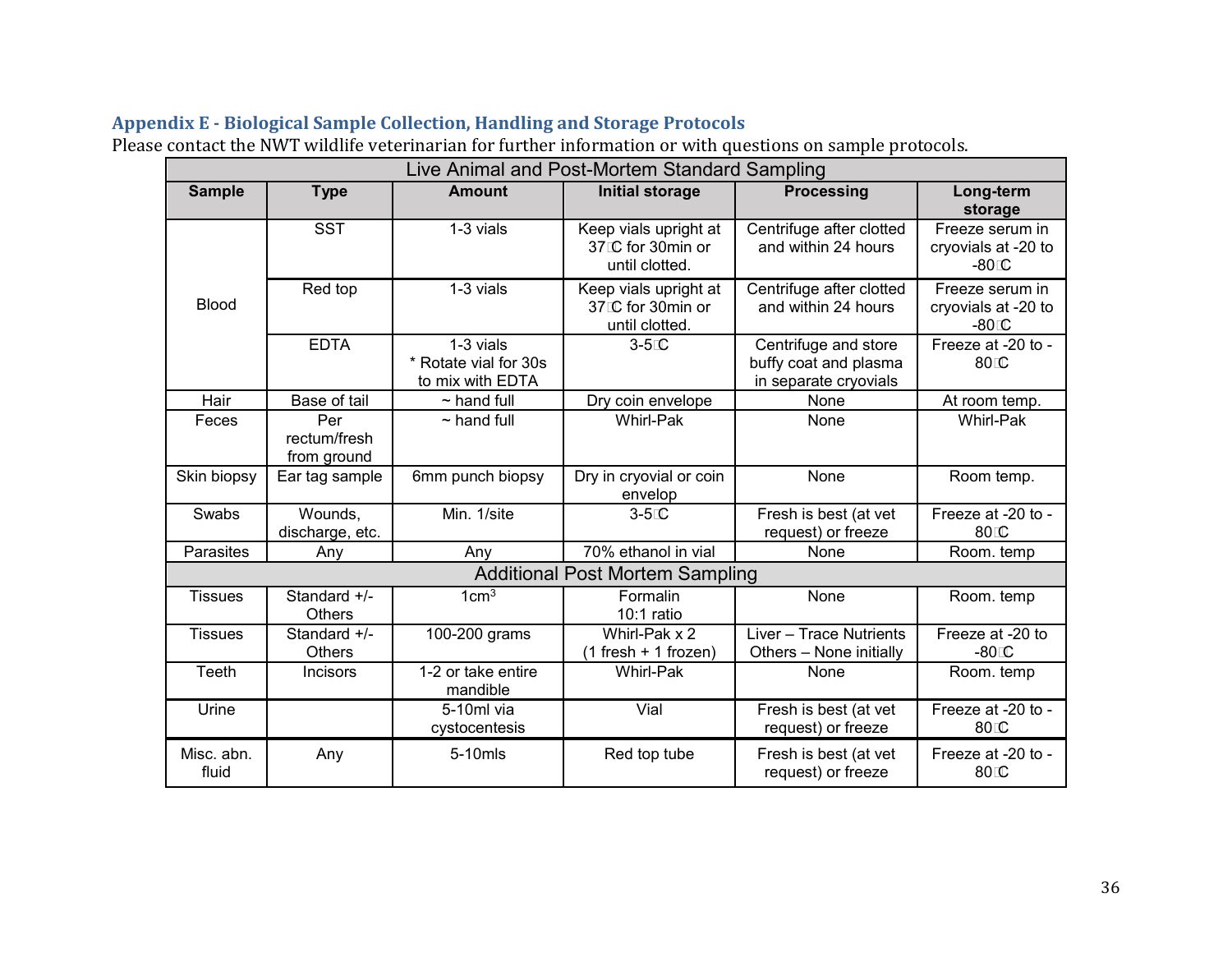## Appendix E - Biological Sample Collection, Handling and Storage Protocols

Please contact the NWT wildlife veterinarian for further information or with questions on sample protocols.

| Live Animal and Post-Mortem Standard Sampling | | | | | |
|---|---|---|---|---|---|
| **Sample** | **Type** | **Amount** | **Initial storage** | **Processing** | **Long-term storage** |
| Blood | SST | 1-3 vials | Keep vials upright at 37°C for 30min or until clotted. | Centrifuge after clotted and within 24 hours | Freeze serum in cryovials at -20 to -80°C |
| | Red top | 1-3 vials | Keep vials upright at 37°C for 30min or until clotted. | Centrifuge after clotted and within 24 hours | Freeze serum in cryovials at -20 to -80°C |
| | EDTA | 1-3 vials * Rotate vial for 30s to mix with EDTA | 3-5°C | Centrifuge and store buffy coat and plasma in separate cryovials | Freeze at -20 to -80°C |
| Hair | Base of tail | ~ hand full | Dry coin envelope | None | At room temp. |
| Feces | Per rectum/fresh from ground | ~ hand full | Whirl-Pak | None | Whirl-Pak |
| Skin biopsy | Ear tag sample | 6mm punch biopsy | Dry in cryovial or coin envelop | None | Room temp. |
| Swabs | Wounds, discharge, etc. | Min. 1/site | 3-5°C | Fresh is best (at vet request) or freeze | Freeze at -20 to -80°C |
| Parasites | Any | Any | 70% ethanol in vial | None | Room. temp |
| **Additional Post Mortem Sampling** | | | | | |
| Tissues | Standard +/- Others | $1cm^3$ | Formalin 10:1 ratio | None | Room. temp |
| Tissues | Standard +/- Others | 100-200 grams | Whirl-Pak x 2 (1 fresh + 1 frozen) | Liver – Trace Nutrients Others – None initially | Freeze at -20 to -80°C |
| Teeth | Incisors | 1-2 or take entire mandible | Whirl-Pak | None | Room. temp |
| Urine | | 5-10ml via cystocentesis | Vial | Fresh is best (at vet request) or freeze | Freeze at -20 to -80°C |
| Misc. abn. fluid | Any | 5-10mls | Red top tube | Fresh is best (at vet request) or freeze | Freeze at -20 to -80°C |